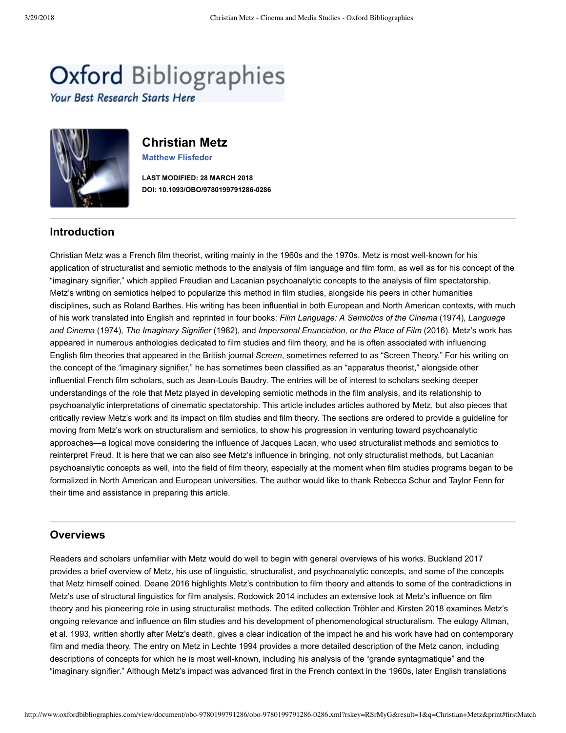# Oxford Bibliographies

*Your Best Research Starts Here*

## Christian Metz

**Matthew Flisfeder**

**LAST MODIFIED: 28 MARCH 2018**
**DOI: 10.1093/OBO/9780199791286-0286**

## Introduction

Christian Metz was a French film theorist, writing mainly in the 1960s and the 1970s. Metz is most well-known for his application of structuralist and semiotic methods to the analysis of film language and film form, as well as for his concept of the "imaginary signifier," which applied Freudian and Lacanian psychoanalytic concepts to the analysis of film spectatorship. Metz's writing on semiotics helped to popularize this method in film studies, alongside his peers in other humanities disciplines, such as Roland Barthes. His writing has been influential in both European and North American contexts, with much of his work translated into English and reprinted in four books: *Film Language: A Semiotics of the Cinema* (1974), *Language and Cinema* (1974), *The Imaginary Signifier* (1982), and *Impersonal Enunciation, or the Place of Film* (2016). Metz's work has appeared in numerous anthologies dedicated to film studies and film theory, and he is often associated with influencing English film theories that appeared in the British journal *Screen*, sometimes referred to as "Screen Theory." For his writing on the concept of the "imaginary signifier," he has sometimes been classified as an "apparatus theorist," alongside other influential French film scholars, such as Jean-Louis Baudry. The entries will be of interest to scholars seeking deeper understandings of the role that Metz played in developing semiotic methods in the film analysis, and its relationship to psychoanalytic interpretations of cinematic spectatorship. This article includes articles authored by Metz, but also pieces that critically review Metz's work and its impact on film studies and film theory. The sections are ordered to provide a guideline for moving from Metz's work on structuralism and semiotics, to show his progression in venturing toward psychoanalytic approaches—a logical move considering the influence of Jacques Lacan, who used structuralist methods and semiotics to reinterpret Freud. It is here that we can also see Metz's influence in bringing, not only structuralist methods, but Lacanian psychoanalytic concepts as well, into the field of film theory, especially at the moment when film studies programs began to be formalized in North American and European universities. The author would like to thank Rebecca Schur and Taylor Fenn for their time and assistance in preparing this article.

## Overviews

Readers and scholars unfamiliar with Metz would do well to begin with general overviews of his works. Buckland 2017 provides a brief overview of Metz, his use of linguistic, structuralist, and psychoanalytic concepts, and some of the concepts that Metz himself coined. Deane 2016 highlights Metz's contribution to film theory and attends to some of the contradictions in Metz's use of structural linguistics for film analysis. Rodowick 2014 includes an extensive look at Metz's influence on film theory and his pioneering role in using structuralist methods. The edited collection Tröhler and Kirsten 2018 examines Metz's ongoing relevance and influence on film studies and his development of phenomenological structuralism. The eulogy Altman, et al. 1993, written shortly after Metz's death, gives a clear indication of the impact he and his work have had on contemporary film and media theory. The entry on Metz in Lechte 1994 provides a more detailed description of the Metz canon, including descriptions of concepts for which he is most well-known, including his analysis of the "grande syntagmatique" and the "imaginary signifier." Although Metz's impact was advanced first in the French context in the 1960s, later English translations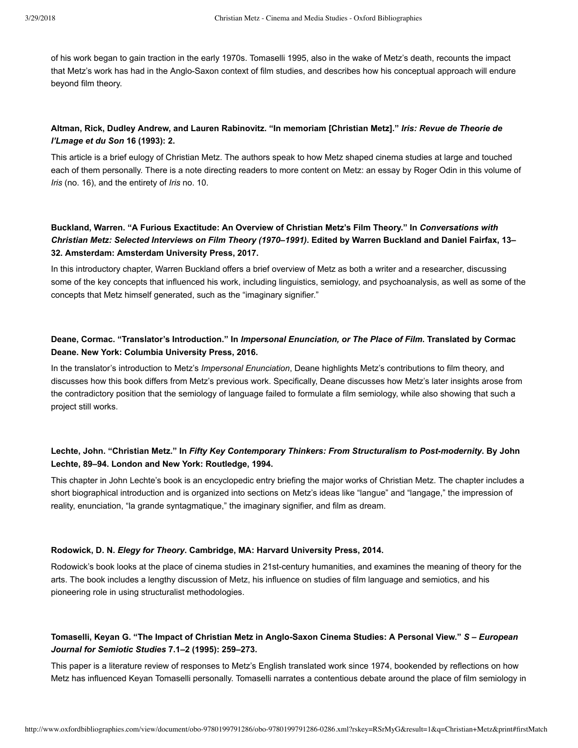of his work began to gain traction in the early 1970s. Tomaselli 1995, also in the wake of Metz's death, recounts the impact that Metz's work has had in the Anglo-Saxon context of film studies, and describes how his conceptual approach will endure beyond film theory.

**Altman, Rick, Dudley Andrew, and Lauren Rabinovitz. "In memoriam [Christian Metz]."** ***Iris: Revue de Theorie de l'Lmage et du Son*** **16 (1993): 2.**

This article is a brief eulogy of Christian Metz. The authors speak to how Metz shaped cinema studies at large and touched each of them personally. There is a note directing readers to more content on Metz: an essay by Roger Odin in this volume of *Iris* (no. 16), and the entirety of *Iris* no. 10.

**Buckland, Warren. "A Furious Exactitude: An Overview of Christian Metz's Film Theory." In** ***Conversations with Christian Metz: Selected Interviews on Film Theory (1970–1991)*****. Edited by Warren Buckland and Daniel Fairfax, 13–32. Amsterdam: Amsterdam University Press, 2017.**

In this introductory chapter, Warren Buckland offers a brief overview of Metz as both a writer and a researcher, discussing some of the key concepts that influenced his work, including linguistics, semiology, and psychoanalysis, as well as some of the concepts that Metz himself generated, such as the "imaginary signifier."

**Deane, Cormac. "Translator's Introduction." In** ***Impersonal Enunciation, or The Place of Film*****. Translated by Cormac Deane. New York: Columbia University Press, 2016.**

In the translator's introduction to Metz's *Impersonal Enunciation*, Deane highlights Metz's contributions to film theory, and discusses how this book differs from Metz's previous work. Specifically, Deane discusses how Metz's later insights arose from the contradictory position that the semiology of language failed to formulate a film semiology, while also showing that such a project still works.

**Lechte, John. "Christian Metz." In** ***Fifty Key Contemporary Thinkers: From Structuralism to Post-modernity*****. By John Lechte, 89–94. London and New York: Routledge, 1994.**

This chapter in John Lechte's book is an encyclopedic entry briefing the major works of Christian Metz. The chapter includes a short biographical introduction and is organized into sections on Metz's ideas like "langue" and "langage," the impression of reality, enunciation, "la grande syntagmatique," the imaginary signifier, and film as dream.

**Rodowick, D. N.** ***Elegy for Theory*****. Cambridge, MA: Harvard University Press, 2014.**

Rodowick's book looks at the place of cinema studies in 21st-century humanities, and examines the meaning of theory for the arts. The book includes a lengthy discussion of Metz, his influence on studies of film language and semiotics, and his pioneering role in using structuralist methodologies.

**Tomaselli, Keyan G. "The Impact of Christian Metz in Anglo-Saxon Cinema Studies: A Personal View."** ***S – European Journal for Semiotic Studies*** **7.1–2 (1995): 259–273.**

This paper is a literature review of responses to Metz's English translated work since 1974, bookended by reflections on how Metz has influenced Keyan Tomaselli personally. Tomaselli narrates a contentious debate around the place of film semiology in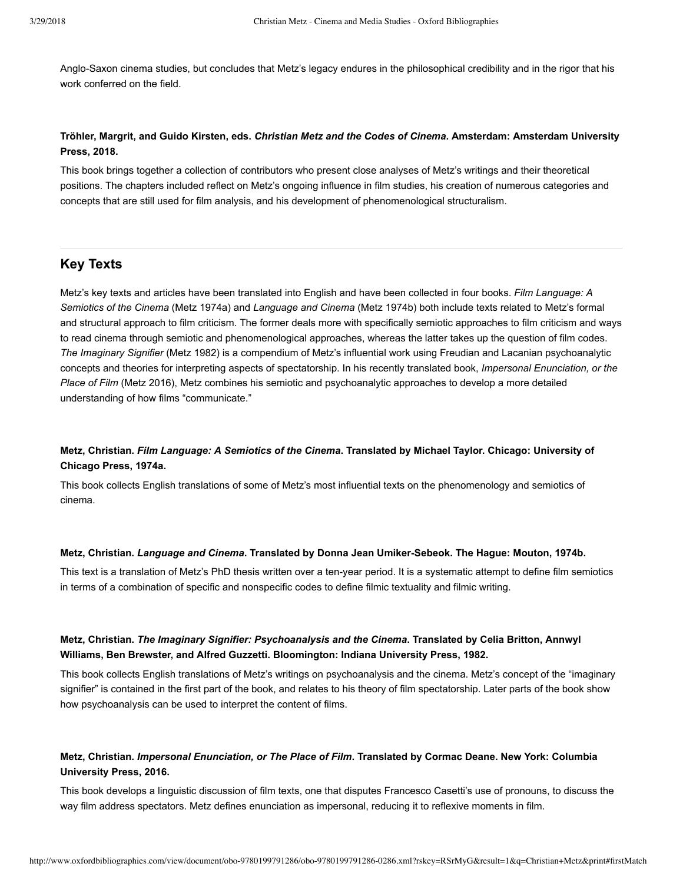Anglo-Saxon cinema studies, but concludes that Metz's legacy endures in the philosophical credibility and in the rigor that his work conferred on the field.

**Tröhler, Margrit, and Guido Kirsten, eds. *Christian Metz and the Codes of Cinema*. Amsterdam: Amsterdam University Press, 2018.**

This book brings together a collection of contributors who present close analyses of Metz's writings and their theoretical positions. The chapters included reflect on Metz's ongoing influence in film studies, his creation of numerous categories and concepts that are still used for film analysis, and his development of phenomenological structuralism.

## Key Texts

Metz's key texts and articles have been translated into English and have been collected in four books. *Film Language: A Semiotics of the Cinema* (Metz 1974a) and *Language and Cinema* (Metz 1974b) both include texts related to Metz's formal and structural approach to film criticism. The former deals more with specifically semiotic approaches to film criticism and ways to read cinema through semiotic and phenomenological approaches, whereas the latter takes up the question of film codes. *The Imaginary Signifier* (Metz 1982) is a compendium of Metz's influential work using Freudian and Lacanian psychoanalytic concepts and theories for interpreting aspects of spectatorship. In his recently translated book, *Impersonal Enunciation, or the Place of Film* (Metz 2016), Metz combines his semiotic and psychoanalytic approaches to develop a more detailed understanding of how films "communicate."

**Metz, Christian. *Film Language: A Semiotics of the Cinema*. Translated by Michael Taylor. Chicago: University of Chicago Press, 1974a.**

This book collects English translations of some of Metz's most influential texts on the phenomenology and semiotics of cinema.

**Metz, Christian. *Language and Cinema*. Translated by Donna Jean Umiker-Sebeok. The Hague: Mouton, 1974b.**

This text is a translation of Metz's PhD thesis written over a ten-year period. It is a systematic attempt to define film semiotics in terms of a combination of specific and nonspecific codes to define filmic textuality and filmic writing.

**Metz, Christian. *The Imaginary Signifier: Psychoanalysis and the Cinema*. Translated by Celia Britton, Annwyl Williams, Ben Brewster, and Alfred Guzzetti. Bloomington: Indiana University Press, 1982.**

This book collects English translations of Metz's writings on psychoanalysis and the cinema. Metz's concept of the "imaginary signifier" is contained in the first part of the book, and relates to his theory of film spectatorship. Later parts of the book show how psychoanalysis can be used to interpret the content of films.

**Metz, Christian. *Impersonal Enunciation, or The Place of Film*. Translated by Cormac Deane. New York: Columbia University Press, 2016.**

This book develops a linguistic discussion of film texts, one that disputes Francesco Casetti's use of pronouns, to discuss the way film address spectators. Metz defines enunciation as impersonal, reducing it to reflexive moments in film.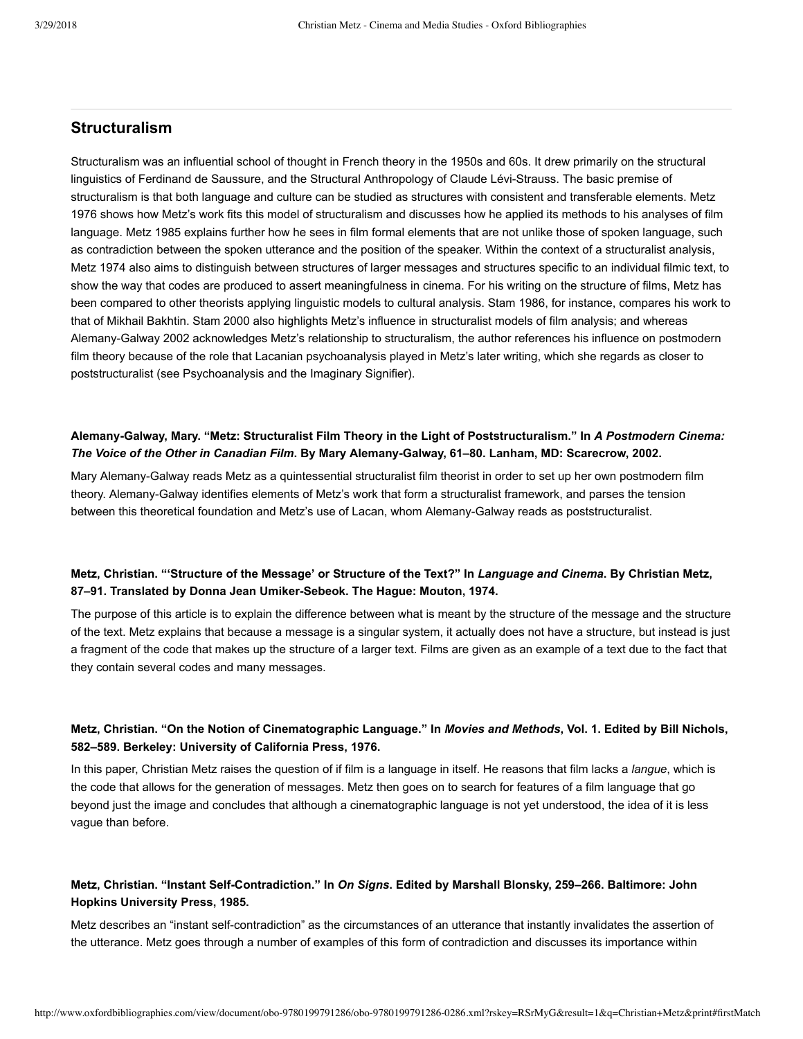## Structuralism

Structuralism was an influential school of thought in French theory in the 1950s and 60s. It drew primarily on the structural linguistics of Ferdinand de Saussure, and the Structural Anthropology of Claude Lévi-Strauss. The basic premise of structuralism is that both language and culture can be studied as structures with consistent and transferable elements. Metz 1976 shows how Metz's work fits this model of structuralism and discusses how he applied its methods to his analyses of film language. Metz 1985 explains further how he sees in film formal elements that are not unlike those of spoken language, such as contradiction between the spoken utterance and the position of the speaker. Within the context of a structuralist analysis, Metz 1974 also aims to distinguish between structures of larger messages and structures specific to an individual filmic text, to show the way that codes are produced to assert meaningfulness in cinema. For his writing on the structure of films, Metz has been compared to other theorists applying linguistic models to cultural analysis. Stam 1986, for instance, compares his work to that of Mikhail Bakhtin. Stam 2000 also highlights Metz's influence in structuralist models of film analysis; and whereas Alemany-Galway 2002 acknowledges Metz's relationship to structuralism, the author references his influence on postmodern film theory because of the role that Lacanian psychoanalysis played in Metz's later writing, which she regards as closer to poststructuralist (see Psychoanalysis and the Imaginary Signifier).

**Alemany-Galway, Mary. "Metz: Structuralist Film Theory in the Light of Poststructuralism." In *A Postmodern Cinema: The Voice of the Other in Canadian Film*. By Mary Alemany-Galway, 61–80. Lanham, MD: Scarecrow, 2002.**

Mary Alemany-Galway reads Metz as a quintessential structuralist film theorist in order to set up her own postmodern film theory. Alemany-Galway identifies elements of Metz's work that form a structuralist framework, and parses the tension between this theoretical foundation and Metz's use of Lacan, whom Alemany-Galway reads as poststructuralist.

**Metz, Christian. "'Structure of the Message' or Structure of the Text?" In *Language and Cinema*. By Christian Metz, 87–91. Translated by Donna Jean Umiker-Sebeok. The Hague: Mouton, 1974.**

The purpose of this article is to explain the difference between what is meant by the structure of the message and the structure of the text. Metz explains that because a message is a singular system, it actually does not have a structure, but instead is just a fragment of the code that makes up the structure of a larger text. Films are given as an example of a text due to the fact that they contain several codes and many messages.

**Metz, Christian. "On the Notion of Cinematographic Language." In *Movies and Methods*, Vol. 1. Edited by Bill Nichols, 582–589. Berkeley: University of California Press, 1976.**

In this paper, Christian Metz raises the question of if film is a language in itself. He reasons that film lacks a *langue*, which is the code that allows for the generation of messages. Metz then goes on to search for features of a film language that go beyond just the image and concludes that although a cinematographic language is not yet understood, the idea of it is less vague than before.

**Metz, Christian. "Instant Self-Contradiction." In *On Signs*. Edited by Marshall Blonsky, 259–266. Baltimore: John Hopkins University Press, 1985.**

Metz describes an "instant self-contradiction" as the circumstances of an utterance that instantly invalidates the assertion of the utterance. Metz goes through a number of examples of this form of contradiction and discusses its importance within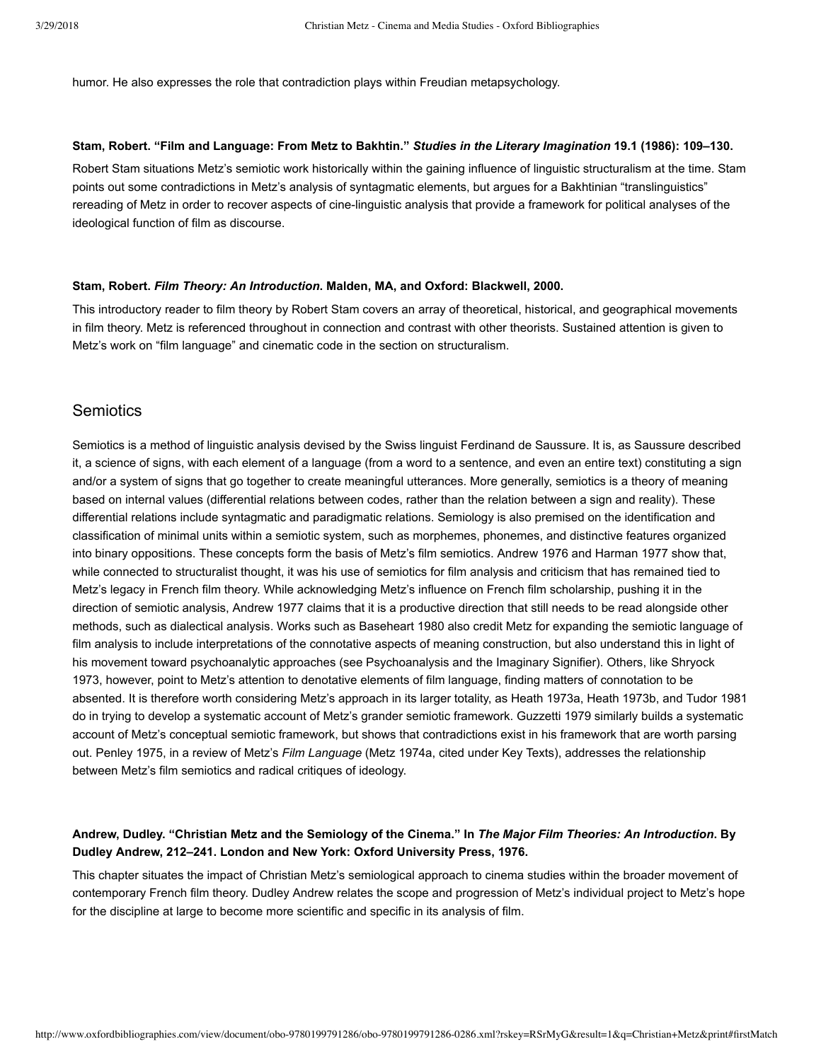humor. He also expresses the role that contradiction plays within Freudian metapsychology.

**Stam, Robert. "Film and Language: From Metz to Bakhtin."** ***Studies in the Literary Imagination*** **19.1 (1986): 109–130.**

Robert Stam situations Metz's semiotic work historically within the gaining influence of linguistic structuralism at the time. Stam points out some contradictions in Metz's analysis of syntagmatic elements, but argues for a Bakhtinian "translinguistics" rereading of Metz in order to recover aspects of cine-linguistic analysis that provide a framework for political analyses of the ideological function of film as discourse.

**Stam, Robert.** ***Film Theory: An Introduction*****. Malden, MA, and Oxford: Blackwell, 2000.**

This introductory reader to film theory by Robert Stam covers an array of theoretical, historical, and geographical movements in film theory. Metz is referenced throughout in connection and contrast with other theorists. Sustained attention is given to Metz's work on "film language" and cinematic code in the section on structuralism.

## Semiotics

Semiotics is a method of linguistic analysis devised by the Swiss linguist Ferdinand de Saussure. It is, as Saussure described it, a science of signs, with each element of a language (from a word to a sentence, and even an entire text) constituting a sign and/or a system of signs that go together to create meaningful utterances. More generally, semiotics is a theory of meaning based on internal values (differential relations between codes, rather than the relation between a sign and reality). These differential relations include syntagmatic and paradigmatic relations. Semiology is also premised on the identification and classification of minimal units within a semiotic system, such as morphemes, phonemes, and distinctive features organized into binary oppositions. These concepts form the basis of Metz's film semiotics. Andrew 1976 and Harman 1977 show that, while connected to structuralist thought, it was his use of semiotics for film analysis and criticism that has remained tied to Metz's legacy in French film theory. While acknowledging Metz's influence on French film scholarship, pushing it in the direction of semiotic analysis, Andrew 1977 claims that it is a productive direction that still needs to be read alongside other methods, such as dialectical analysis. Works such as Baseheart 1980 also credit Metz for expanding the semiotic language of film analysis to include interpretations of the connotative aspects of meaning construction, but also understand this in light of his movement toward psychoanalytic approaches (see Psychoanalysis and the Imaginary Signifier). Others, like Shryock 1973, however, point to Metz's attention to denotative elements of film language, finding matters of connotation to be absented. It is therefore worth considering Metz's approach in its larger totality, as Heath 1973a, Heath 1973b, and Tudor 1981 do in trying to develop a systematic account of Metz's grander semiotic framework. Guzzetti 1979 similarly builds a systematic account of Metz's conceptual semiotic framework, but shows that contradictions exist in his framework that are worth parsing out. Penley 1975, in a review of Metz's *Film Language* (Metz 1974a, cited under Key Texts), addresses the relationship between Metz's film semiotics and radical critiques of ideology.

**Andrew, Dudley. "Christian Metz and the Semiology of the Cinema." In** ***The Major Film Theories: An Introduction*****. By Dudley Andrew, 212–241. London and New York: Oxford University Press, 1976.**

This chapter situates the impact of Christian Metz's semiological approach to cinema studies within the broader movement of contemporary French film theory. Dudley Andrew relates the scope and progression of Metz's individual project to Metz's hope for the discipline at large to become more scientific and specific in its analysis of film.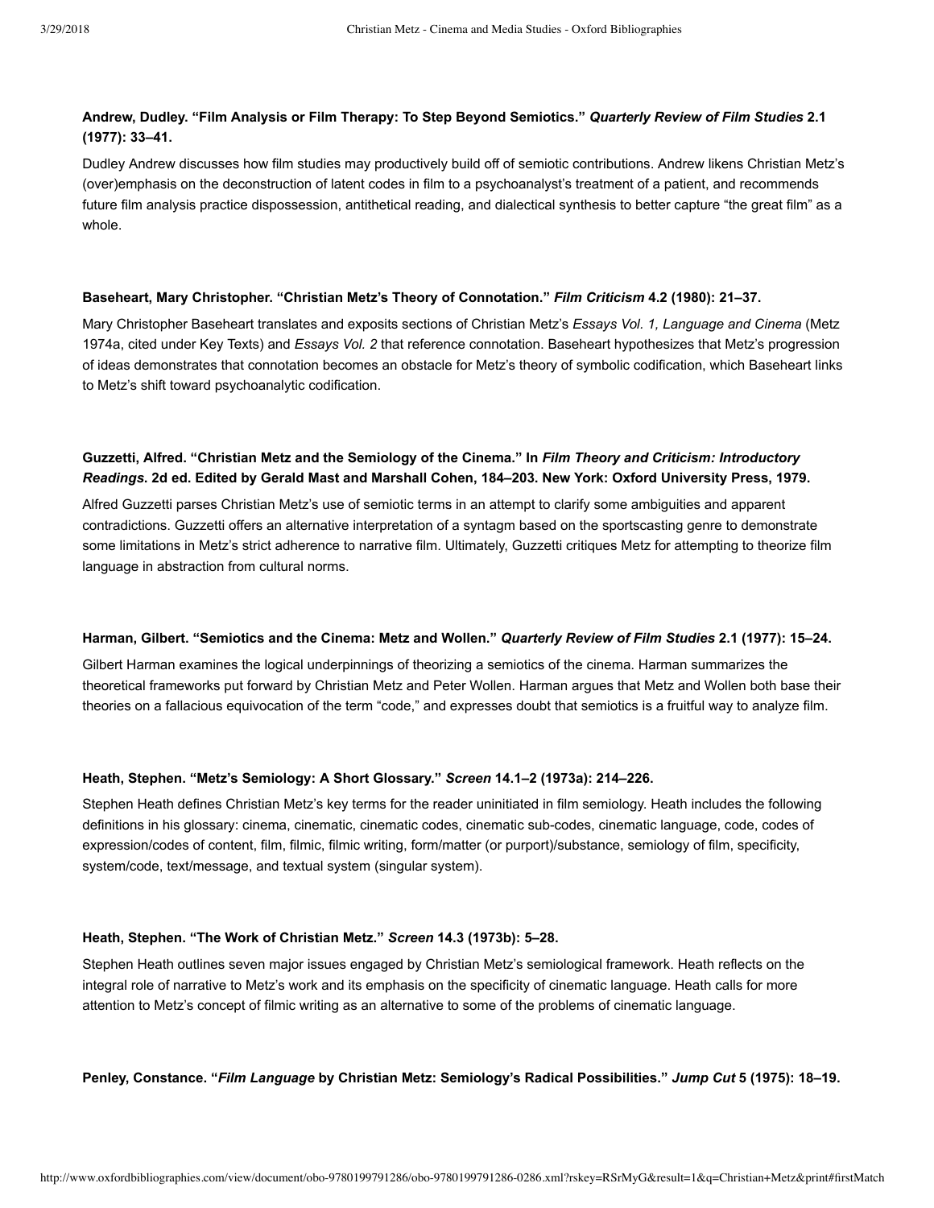**Andrew, Dudley. "Film Analysis or Film Therapy: To Step Beyond Semiotics." *Quarterly Review of Film Studies* 2.1 (1977): 33–41.**

Dudley Andrew discusses how film studies may productively build off of semiotic contributions. Andrew likens Christian Metz's (over)emphasis on the deconstruction of latent codes in film to a psychoanalyst's treatment of a patient, and recommends future film analysis practice dispossession, antithetical reading, and dialectical synthesis to better capture "the great film" as a whole.

**Baseheart, Mary Christopher. "Christian Metz's Theory of Connotation." *Film Criticism* 4.2 (1980): 21–37.**

Mary Christopher Baseheart translates and exposits sections of Christian Metz's *Essays Vol. 1, Language and Cinema* (Metz 1974a, cited under Key Texts) and *Essays Vol. 2* that reference connotation. Baseheart hypothesizes that Metz's progression of ideas demonstrates that connotation becomes an obstacle for Metz's theory of symbolic codification, which Baseheart links to Metz's shift toward psychoanalytic codification.

**Guzzetti, Alfred. "Christian Metz and the Semiology of the Cinema." In *Film Theory and Criticism: Introductory Readings*. 2d ed. Edited by Gerald Mast and Marshall Cohen, 184–203. New York: Oxford University Press, 1979.**

Alfred Guzzetti parses Christian Metz's use of semiotic terms in an attempt to clarify some ambiguities and apparent contradictions. Guzzetti offers an alternative interpretation of a syntagm based on the sportscasting genre to demonstrate some limitations in Metz's strict adherence to narrative film. Ultimately, Guzzetti critiques Metz for attempting to theorize film language in abstraction from cultural norms.

**Harman, Gilbert. "Semiotics and the Cinema: Metz and Wollen." *Quarterly Review of Film Studies* 2.1 (1977): 15–24.**

Gilbert Harman examines the logical underpinnings of theorizing a semiotics of the cinema. Harman summarizes the theoretical frameworks put forward by Christian Metz and Peter Wollen. Harman argues that Metz and Wollen both base their theories on a fallacious equivocation of the term "code," and expresses doubt that semiotics is a fruitful way to analyze film.

**Heath, Stephen. "Metz's Semiology: A Short Glossary." *Screen* 14.1–2 (1973a): 214–226.**

Stephen Heath defines Christian Metz's key terms for the reader uninitiated in film semiology. Heath includes the following definitions in his glossary: cinema, cinematic, cinematic codes, cinematic sub-codes, cinematic language, code, codes of expression/codes of content, film, filmic, filmic writing, form/matter (or purport)/substance, semiology of film, specificity, system/code, text/message, and textual system (singular system).

**Heath, Stephen. "The Work of Christian Metz." *Screen* 14.3 (1973b): 5–28.**

Stephen Heath outlines seven major issues engaged by Christian Metz's semiological framework. Heath reflects on the integral role of narrative to Metz's work and its emphasis on the specificity of cinematic language. Heath calls for more attention to Metz's concept of filmic writing as an alternative to some of the problems of cinematic language.

**Penley, Constance. "*Film Language* by Christian Metz: Semiology's Radical Possibilities." *Jump Cut* 5 (1975): 18–19.**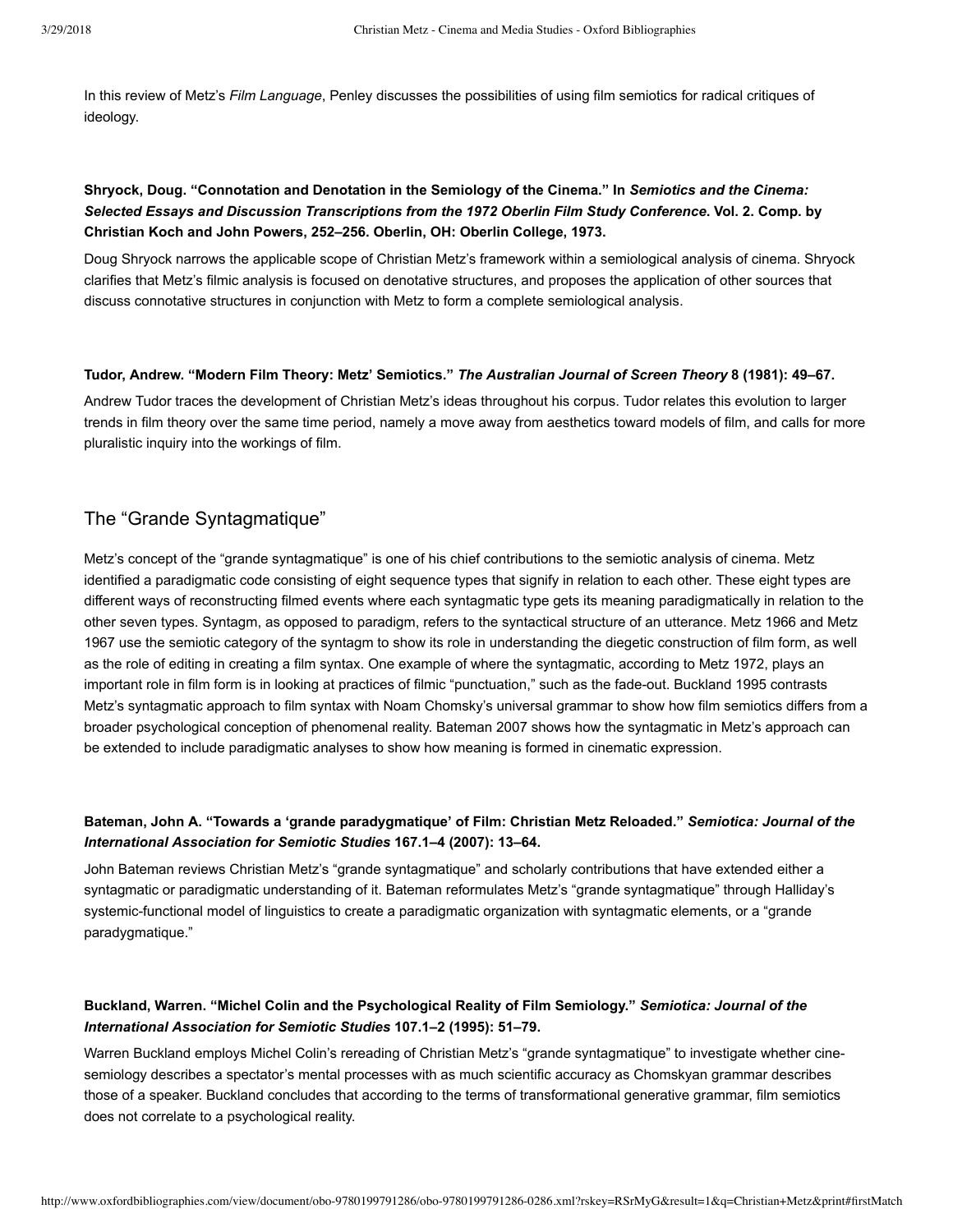In this review of Metz's *Film Language*, Penley discusses the possibilities of using film semiotics for radical critiques of ideology.

**Shryock, Doug. "Connotation and Denotation in the Semiology of the Cinema." In *Semiotics and the Cinema: Selected Essays and Discussion Transcriptions from the 1972 Oberlin Film Study Conference*. Vol. 2. Comp. by Christian Koch and John Powers, 252–256. Oberlin, OH: Oberlin College, 1973.**

Doug Shryock narrows the applicable scope of Christian Metz's framework within a semiological analysis of cinema. Shryock clarifies that Metz's filmic analysis is focused on denotative structures, and proposes the application of other sources that discuss connotative structures in conjunction with Metz to form a complete semiological analysis.

**Tudor, Andrew. "Modern Film Theory: Metz' Semiotics." *The Australian Journal of Screen Theory* 8 (1981): 49–67.**

Andrew Tudor traces the development of Christian Metz's ideas throughout his corpus. Tudor relates this evolution to larger trends in film theory over the same time period, namely a move away from aesthetics toward models of film, and calls for more pluralistic inquiry into the workings of film.

## The "Grande Syntagmatique"

Metz's concept of the "grande syntagmatique" is one of his chief contributions to the semiotic analysis of cinema. Metz identified a paradigmatic code consisting of eight sequence types that signify in relation to each other. These eight types are different ways of reconstructing filmed events where each syntagmatic type gets its meaning paradigmatically in relation to the other seven types. Syntagm, as opposed to paradigm, refers to the syntactical structure of an utterance. Metz 1966 and Metz 1967 use the semiotic category of the syntagm to show its role in understanding the diegetic construction of film form, as well as the role of editing in creating a film syntax. One example of where the syntagmatic, according to Metz 1972, plays an important role in film form is in looking at practices of filmic "punctuation," such as the fade-out. Buckland 1995 contrasts Metz's syntagmatic approach to film syntax with Noam Chomsky's universal grammar to show how film semiotics differs from a broader psychological conception of phenomenal reality. Bateman 2007 shows how the syntagmatic in Metz's approach can be extended to include paradigmatic analyses to show how meaning is formed in cinematic expression.

**Bateman, John A. "Towards a 'grande paradygmatique' of Film: Christian Metz Reloaded." *Semiotica: Journal of the International Association for Semiotic Studies* 167.1–4 (2007): 13–64.**

John Bateman reviews Christian Metz's "grande syntagmatique" and scholarly contributions that have extended either a syntagmatic or paradigmatic understanding of it. Bateman reformulates Metz's "grande syntagmatique" through Halliday's systemic-functional model of linguistics to create a paradigmatic organization with syntagmatic elements, or a "grande paradygmatique."

**Buckland, Warren. "Michel Colin and the Psychological Reality of Film Semiology." *Semiotica: Journal of the International Association for Semiotic Studies* 107.1–2 (1995): 51–79.**

Warren Buckland employs Michel Colin's rereading of Christian Metz's "grande syntagmatique" to investigate whether cine-semiology describes a spectator's mental processes with as much scientific accuracy as Chomskyan grammar describes those of a speaker. Buckland concludes that according to the terms of transformational generative grammar, film semiotics does not correlate to a psychological reality.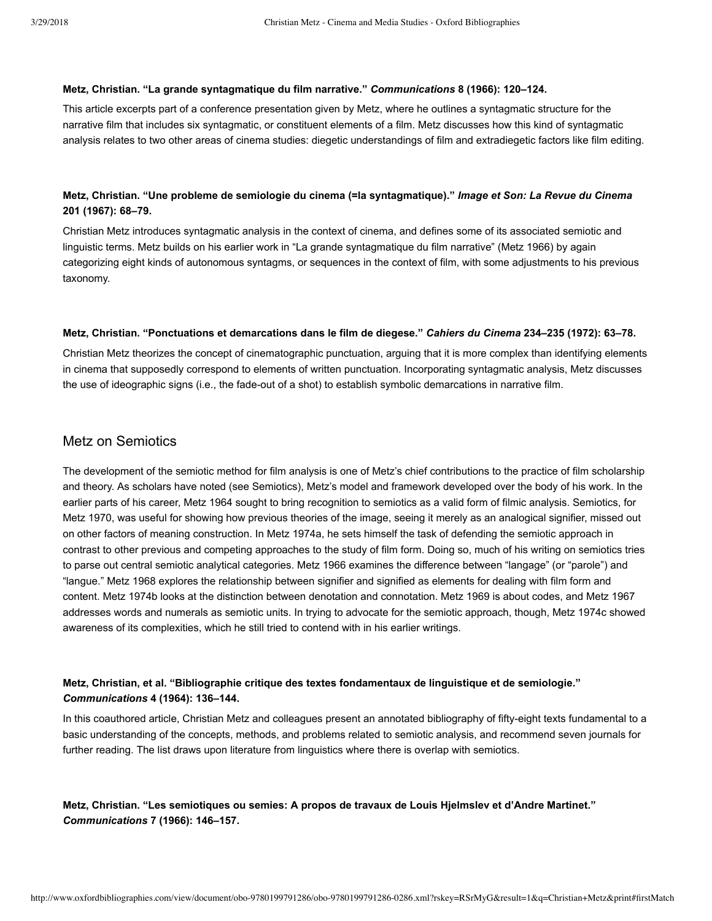**Metz, Christian. “La grande syntagmatique du film narrative.” *Communications* 8 (1966): 120–124.**

This article excerpts part of a conference presentation given by Metz, where he outlines a syntagmatic structure for the narrative film that includes six syntagmatic, or constituent elements of a film. Metz discusses how this kind of syntagmatic analysis relates to two other areas of cinema studies: diegetic understandings of film and extradiegetic factors like film editing.

**Metz, Christian. “Une probleme de semiologie du cinema (=la syntagmatique).” *Image et Son: La Revue du Cinema* 201 (1967): 68–79.**

Christian Metz introduces syntagmatic analysis in the context of cinema, and defines some of its associated semiotic and linguistic terms. Metz builds on his earlier work in “La grande syntagmatique du film narrative” (Metz 1966) by again categorizing eight kinds of autonomous syntagms, or sequences in the context of film, with some adjustments to his previous taxonomy.

**Metz, Christian. “Ponctuations et demarcations dans le film de diegese.” *Cahiers du Cinema* 234–235 (1972): 63–78.**

Christian Metz theorizes the concept of cinematographic punctuation, arguing that it is more complex than identifying elements in cinema that supposedly correspond to elements of written punctuation. Incorporating syntagmatic analysis, Metz discusses the use of ideographic signs (i.e., the fade-out of a shot) to establish symbolic demarcations in narrative film.

## Metz on Semiotics

The development of the semiotic method for film analysis is one of Metz’s chief contributions to the practice of film scholarship and theory. As scholars have noted (see Semiotics), Metz’s model and framework developed over the body of his work. In the earlier parts of his career, Metz 1964 sought to bring recognition to semiotics as a valid form of filmic analysis. Semiotics, for Metz 1970, was useful for showing how previous theories of the image, seeing it merely as an analogical signifier, missed out on other factors of meaning construction. In Metz 1974a, he sets himself the task of defending the semiotic approach in contrast to other previous and competing approaches to the study of film form. Doing so, much of his writing on semiotics tries to parse out central semiotic analytical categories. Metz 1966 examines the difference between “langage” (or “parole”) and “langue.” Metz 1968 explores the relationship between signifier and signified as elements for dealing with film form and content. Metz 1974b looks at the distinction between denotation and connotation. Metz 1969 is about codes, and Metz 1967 addresses words and numerals as semiotic units. In trying to advocate for the semiotic approach, though, Metz 1974c showed awareness of its complexities, which he still tried to contend with in his earlier writings.

**Metz, Christian, et al. “Bibliographie critique des textes fondamentaux de linguistique et de semiologie.” *Communications* 4 (1964): 136–144.**

In this coauthored article, Christian Metz and colleagues present an annotated bibliography of fifty-eight texts fundamental to a basic understanding of the concepts, methods, and problems related to semiotic analysis, and recommend seven journals for further reading. The list draws upon literature from linguistics where there is overlap with semiotics.

**Metz, Christian. “Les semiotiques ou semies: A propos de travaux de Louis Hjelmslev et d’Andre Martinet.” *Communications* 7 (1966): 146–157.**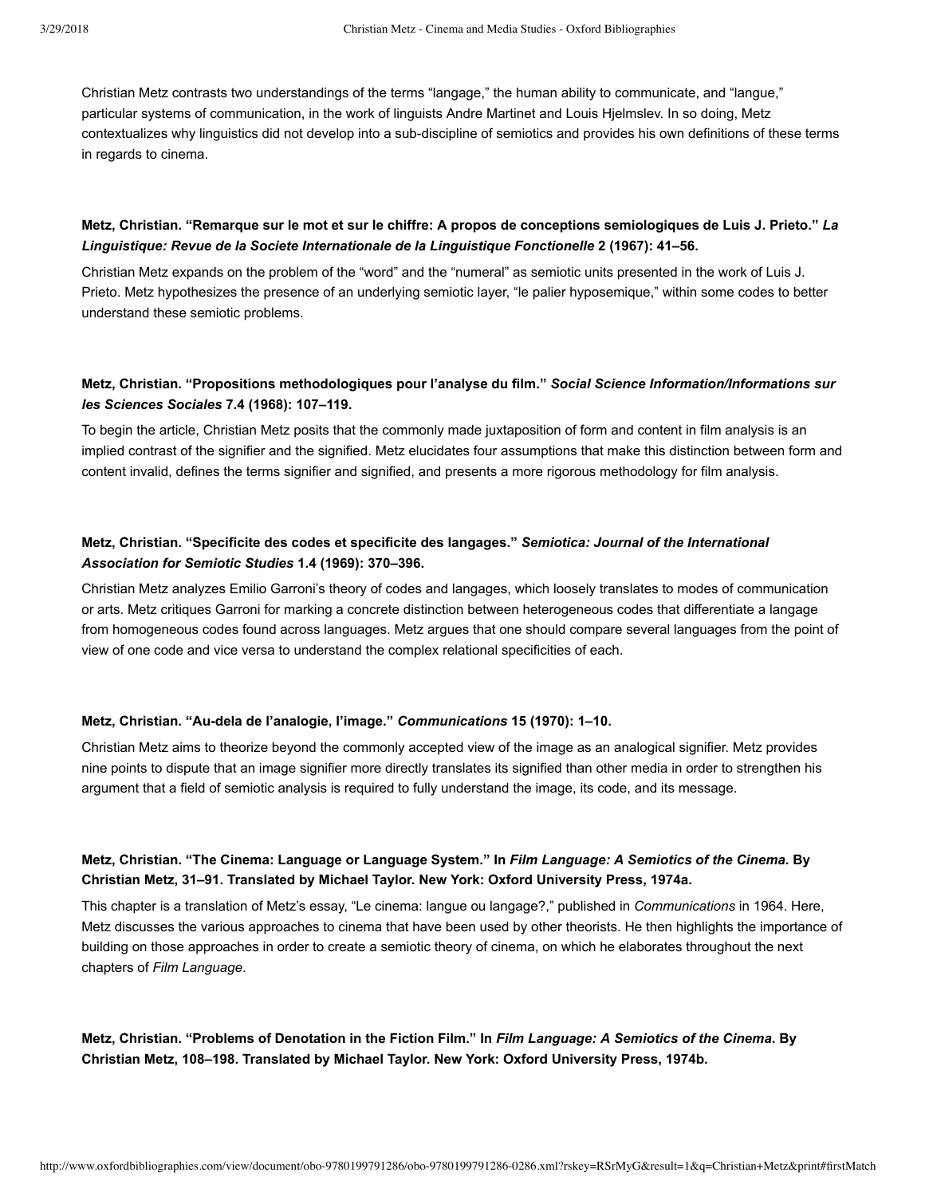Christian Metz contrasts two understandings of the terms "langage," the human ability to communicate, and "langue," particular systems of communication, in the work of linguists Andre Martinet and Louis Hjelmslev. In so doing, Metz contextualizes why linguistics did not develop into a sub-discipline of semiotics and provides his own definitions of these terms in regards to cinema.

**Metz, Christian. "Remarque sur le mot et sur le chiffre: A propos de conceptions semiologiques de Luis J. Prieto." *La Linguistique: Revue de la Societe Internationale de la Linguistique Fonctionelle* 2 (1967): 41–56.**

Christian Metz expands on the problem of the "word" and the "numeral" as semiotic units presented in the work of Luis J. Prieto. Metz hypothesizes the presence of an underlying semiotic layer, "le palier hyposemique," within some codes to better understand these semiotic problems.

**Metz, Christian. "Propositions methodologiques pour l'analyse du film." *Social Science Information/Informations sur les Sciences Sociales* 7.4 (1968): 107–119.**

To begin the article, Christian Metz posits that the commonly made juxtaposition of form and content in film analysis is an implied contrast of the signifier and the signified. Metz elucidates four assumptions that make this distinction between form and content invalid, defines the terms signifier and signified, and presents a more rigorous methodology for film analysis.

**Metz, Christian. "Specificite des codes et specificite des langages." *Semiotica: Journal of the International Association for Semiotic Studies* 1.4 (1969): 370–396.**

Christian Metz analyzes Emilio Garroni's theory of codes and langages, which loosely translates to modes of communication or arts. Metz critiques Garroni for marking a concrete distinction between heterogeneous codes that differentiate a langage from homogeneous codes found across languages. Metz argues that one should compare several languages from the point of view of one code and vice versa to understand the complex relational specificities of each.

**Metz, Christian. "Au-dela de l'analogie, l'image." *Communications* 15 (1970): 1–10.**

Christian Metz aims to theorize beyond the commonly accepted view of the image as an analogical signifier. Metz provides nine points to dispute that an image signifier more directly translates its signified than other media in order to strengthen his argument that a field of semiotic analysis is required to fully understand the image, its code, and its message.

**Metz, Christian. "The Cinema: Language or Language System." In *Film Language: A Semiotics of the Cinema*. By Christian Metz, 31–91. Translated by Michael Taylor. New York: Oxford University Press, 1974a.**

This chapter is a translation of Metz's essay, "Le cinema: langue ou langage?," published in *Communications* in 1964. Here, Metz discusses the various approaches to cinema that have been used by other theorists. He then highlights the importance of building on those approaches in order to create a semiotic theory of cinema, on which he elaborates throughout the next chapters of *Film Language*.

**Metz, Christian. "Problems of Denotation in the Fiction Film." In *Film Language: A Semiotics of the Cinema*. By Christian Metz, 108–198. Translated by Michael Taylor. New York: Oxford University Press, 1974b.**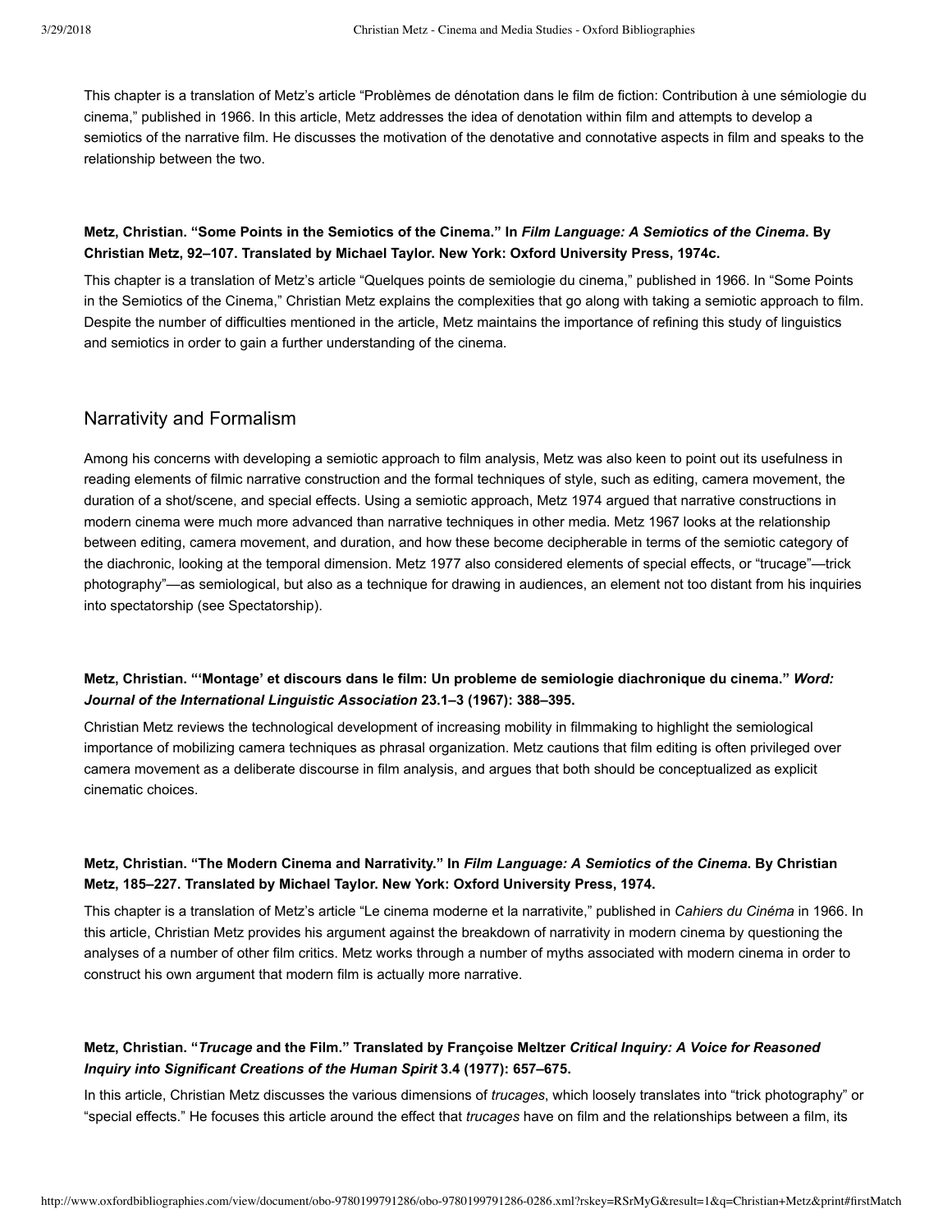This chapter is a translation of Metz's article "Problèmes de dénotation dans le film de fiction: Contribution à une sémiologie du cinema," published in 1966. In this article, Metz addresses the idea of denotation within film and attempts to develop a semiotics of the narrative film. He discusses the motivation of the denotative and connotative aspects in film and speaks to the relationship between the two.

**Metz, Christian. "Some Points in the Semiotics of the Cinema." In *Film Language: A Semiotics of the Cinema*. By Christian Metz, 92–107. Translated by Michael Taylor. New York: Oxford University Press, 1974c.**

This chapter is a translation of Metz's article "Quelques points de semiologie du cinema," published in 1966. In "Some Points in the Semiotics of the Cinema," Christian Metz explains the complexities that go along with taking a semiotic approach to film. Despite the number of difficulties mentioned in the article, Metz maintains the importance of refining this study of linguistics and semiotics in order to gain a further understanding of the cinema.

## Narrativity and Formalism

Among his concerns with developing a semiotic approach to film analysis, Metz was also keen to point out its usefulness in reading elements of filmic narrative construction and the formal techniques of style, such as editing, camera movement, the duration of a shot/scene, and special effects. Using a semiotic approach, Metz 1974 argued that narrative constructions in modern cinema were much more advanced than narrative techniques in other media. Metz 1967 looks at the relationship between editing, camera movement, and duration, and how these become decipherable in terms of the semiotic category of the diachronic, looking at the temporal dimension. Metz 1977 also considered elements of special effects, or "trucage"—trick photography"—as semiological, but also as a technique for drawing in audiences, an element not too distant from his inquiries into spectatorship (see Spectatorship).

**Metz, Christian. "'Montage' et discours dans le film: Un probleme de semiologie diachronique du cinema." *Word: Journal of the International Linguistic Association* 23.1–3 (1967): 388–395.**

Christian Metz reviews the technological development of increasing mobility in filmmaking to highlight the semiological importance of mobilizing camera techniques as phrasal organization. Metz cautions that film editing is often privileged over camera movement as a deliberate discourse in film analysis, and argues that both should be conceptualized as explicit cinematic choices.

**Metz, Christian. "The Modern Cinema and Narrativity." In *Film Language: A Semiotics of the Cinema*. By Christian Metz, 185–227. Translated by Michael Taylor. New York: Oxford University Press, 1974.**

This chapter is a translation of Metz's article "Le cinema moderne et la narrativite," published in *Cahiers du Cinéma* in 1966. In this article, Christian Metz provides his argument against the breakdown of narrativity in modern cinema by questioning the analyses of a number of other film critics. Metz works through a number of myths associated with modern cinema in order to construct his own argument that modern film is actually more narrative.

**Metz, Christian. "*Trucage* and the Film." Translated by Françoise Meltzer *Critical Inquiry: A Voice for Reasoned Inquiry into Significant Creations of the Human Spirit* 3.4 (1977): 657–675.**

In this article, Christian Metz discusses the various dimensions of *trucages*, which loosely translates into "trick photography" or "special effects." He focuses this article around the effect that *trucages* have on film and the relationships between a film, its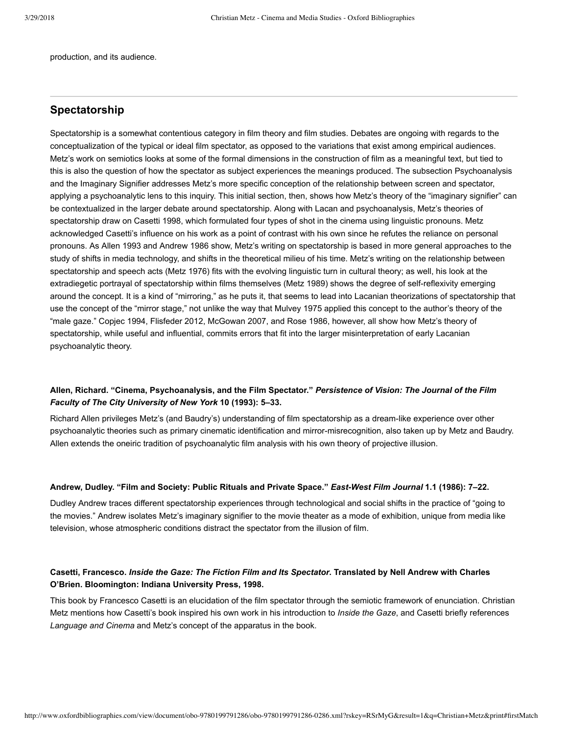production, and its audience.

## Spectatorship

Spectatorship is a somewhat contentious category in film theory and film studies. Debates are ongoing with regards to the conceptualization of the typical or ideal film spectator, as opposed to the variations that exist among empirical audiences. Metz's work on semiotics looks at some of the formal dimensions in the construction of film as a meaningful text, but tied to this is also the question of how the spectator as subject experiences the meanings produced. The subsection Psychoanalysis and the Imaginary Signifier addresses Metz's more specific conception of the relationship between screen and spectator, applying a psychoanalytic lens to this inquiry. This initial section, then, shows how Metz's theory of the "imaginary signifier" can be contextualized in the larger debate around spectatorship. Along with Lacan and psychoanalysis, Metz's theories of spectatorship draw on Casetti 1998, which formulated four types of shot in the cinema using linguistic pronouns. Metz acknowledged Casetti's influence on his work as a point of contrast with his own since he refutes the reliance on personal pronouns. As Allen 1993 and Andrew 1986 show, Metz's writing on spectatorship is based in more general approaches to the study of shifts in media technology, and shifts in the theoretical milieu of his time. Metz's writing on the relationship between spectatorship and speech acts (Metz 1976) fits with the evolving linguistic turn in cultural theory; as well, his look at the extradiegetic portrayal of spectatorship within films themselves (Metz 1989) shows the degree of self-reflexivity emerging around the concept. It is a kind of "mirroring," as he puts it, that seems to lead into Lacanian theorizations of spectatorship that use the concept of the "mirror stage," not unlike the way that Mulvey 1975 applied this concept to the author's theory of the "male gaze." Copjec 1994, Flisfeder 2012, McGowan 2007, and Rose 1986, however, all show how Metz's theory of spectatorship, while useful and influential, commits errors that fit into the larger misinterpretation of early Lacanian psychoanalytic theory.

**Allen, Richard. "Cinema, Psychoanalysis, and the Film Spectator."** ***Persistence of Vision: The Journal of the Film Faculty of The City University of New York*** **10 (1993): 5–33.**

Richard Allen privileges Metz's (and Baudry's) understanding of film spectatorship as a dream-like experience over other psychoanalytic theories such as primary cinematic identification and mirror-misrecognition, also taken up by Metz and Baudry. Allen extends the oneiric tradition of psychoanalytic film analysis with his own theory of projective illusion.

**Andrew, Dudley. "Film and Society: Public Rituals and Private Space."** ***East-West Film Journal*** **1.1 (1986): 7–22.**

Dudley Andrew traces different spectatorship experiences through technological and social shifts in the practice of "going to the movies." Andrew isolates Metz's imaginary signifier to the movie theater as a mode of exhibition, unique from media like television, whose atmospheric conditions distract the spectator from the illusion of film.

**Casetti, Francesco.** ***Inside the Gaze: The Fiction Film and Its Spectator*****. Translated by Nell Andrew with Charles O'Brien. Bloomington: Indiana University Press, 1998.**

This book by Francesco Casetti is an elucidation of the film spectator through the semiotic framework of enunciation. Christian Metz mentions how Casetti's book inspired his own work in his introduction to *Inside the Gaze*, and Casetti briefly references *Language and Cinema* and Metz's concept of the apparatus in the book.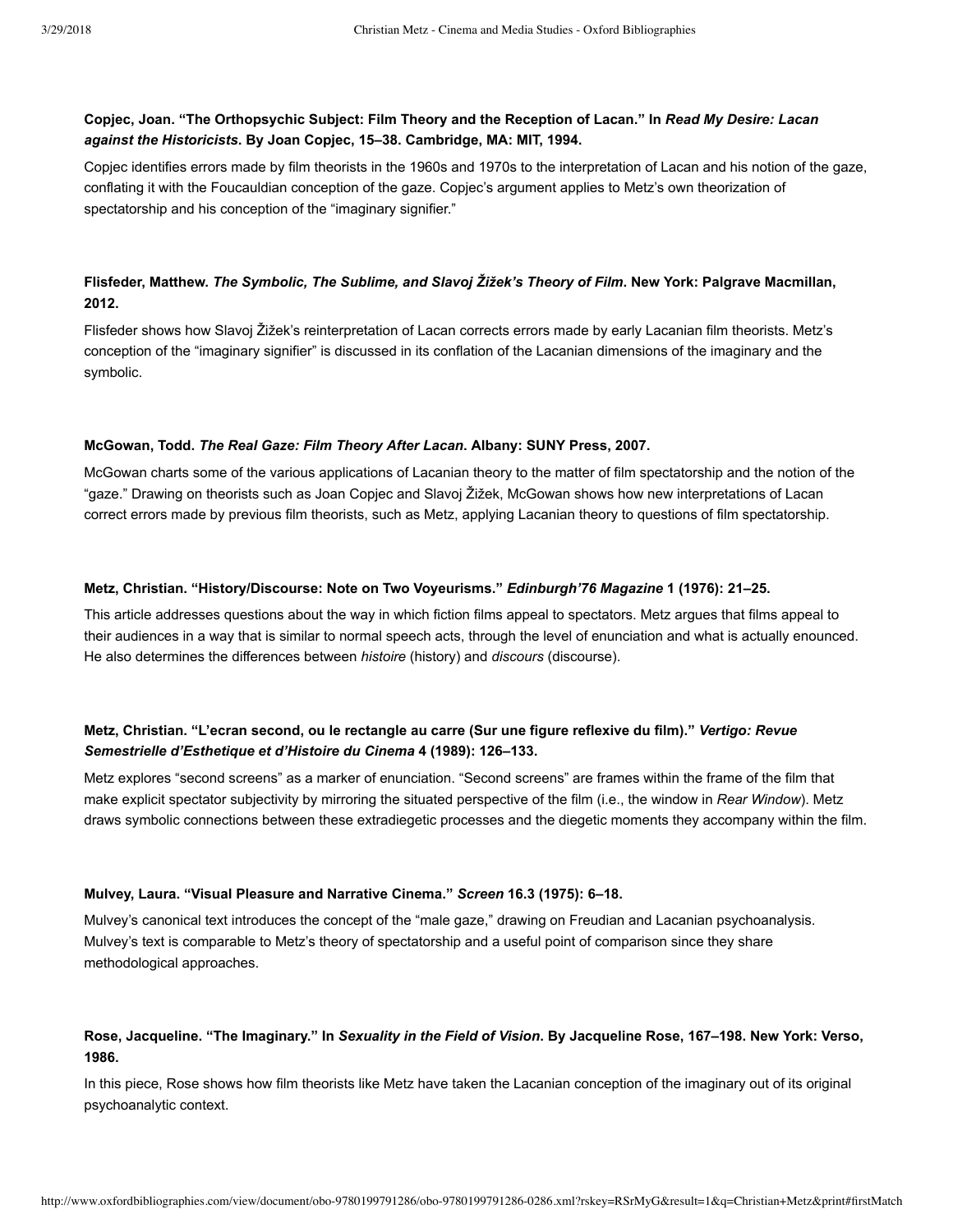**Copjec, Joan. "The Orthopsychic Subject: Film Theory and the Reception of Lacan." In *Read My Desire: Lacan against the Historicists*. By Joan Copjec, 15–38. Cambridge, MA: MIT, 1994.**

Copjec identifies errors made by film theorists in the 1960s and 1970s to the interpretation of Lacan and his notion of the gaze, conflating it with the Foucauldian conception of the gaze. Copjec's argument applies to Metz's own theorization of spectatorship and his conception of the "imaginary signifier."

**Flisfeder, Matthew. *The Symbolic, The Sublime, and Slavoj Žižek's Theory of Film*. New York: Palgrave Macmillan, 2012.**

Flisfeder shows how Slavoj Žižek's reinterpretation of Lacan corrects errors made by early Lacanian film theorists. Metz's conception of the "imaginary signifier" is discussed in its conflation of the Lacanian dimensions of the imaginary and the symbolic.

**McGowan, Todd. *The Real Gaze: Film Theory After Lacan*. Albany: SUNY Press, 2007.**

McGowan charts some of the various applications of Lacanian theory to the matter of film spectatorship and the notion of the "gaze." Drawing on theorists such as Joan Copjec and Slavoj Žižek, McGowan shows how new interpretations of Lacan correct errors made by previous film theorists, such as Metz, applying Lacanian theory to questions of film spectatorship.

**Metz, Christian. "History/Discourse: Note on Two Voyeurisms." *Edinburgh'76 Magazine* 1 (1976): 21–25.**

This article addresses questions about the way in which fiction films appeal to spectators. Metz argues that films appeal to their audiences in a way that is similar to normal speech acts, through the level of enunciation and what is actually enounced. He also determines the differences between *histoire* (history) and *discours* (discourse).

**Metz, Christian. "L'ecran second, ou le rectangle au carre (Sur une figure reflexive du film)." *Vertigo: Revue Semestrielle d'Esthetique et d'Histoire du Cinema* 4 (1989): 126–133.**

Metz explores "second screens" as a marker of enunciation. "Second screens" are frames within the frame of the film that make explicit spectator subjectivity by mirroring the situated perspective of the film (i.e., the window in *Rear Window*). Metz draws symbolic connections between these extradiegetic processes and the diegetic moments they accompany within the film.

**Mulvey, Laura. "Visual Pleasure and Narrative Cinema." *Screen* 16.3 (1975): 6–18.**

Mulvey's canonical text introduces the concept of the "male gaze," drawing on Freudian and Lacanian psychoanalysis. Mulvey's text is comparable to Metz's theory of spectatorship and a useful point of comparison since they share methodological approaches.

**Rose, Jacqueline. "The Imaginary." In *Sexuality in the Field of Vision*. By Jacqueline Rose, 167–198. New York: Verso, 1986.**

In this piece, Rose shows how film theorists like Metz have taken the Lacanian conception of the imaginary out of its original psychoanalytic context.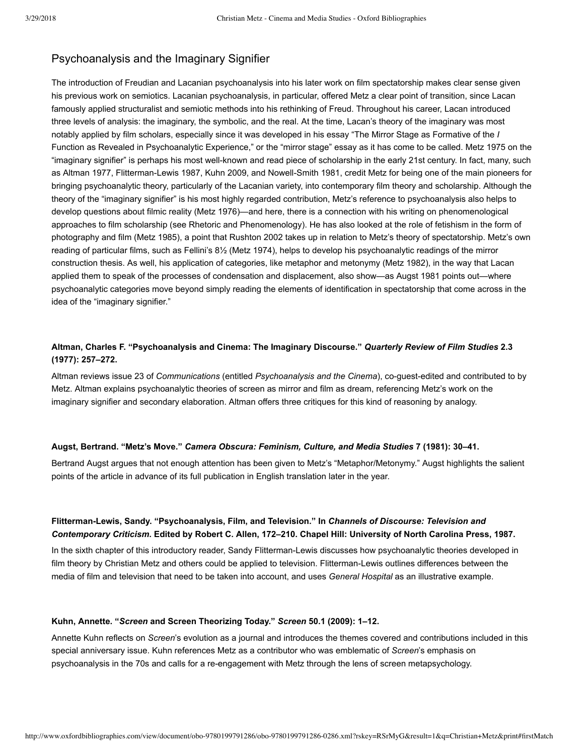## Psychoanalysis and the Imaginary Signifier

The introduction of Freudian and Lacanian psychoanalysis into his later work on film spectatorship makes clear sense given his previous work on semiotics. Lacanian psychoanalysis, in particular, offered Metz a clear point of transition, since Lacan famously applied structuralist and semiotic methods into his rethinking of Freud. Throughout his career, Lacan introduced three levels of analysis: the imaginary, the symbolic, and the real. At the time, Lacan's theory of the imaginary was most notably applied by film scholars, especially since it was developed in his essay "The Mirror Stage as Formative of the *I* Function as Revealed in Psychoanalytic Experience," or the "mirror stage" essay as it has come to be called. Metz 1975 on the "imaginary signifier" is perhaps his most well-known and read piece of scholarship in the early 21st century. In fact, many, such as Altman 1977, Flitterman-Lewis 1987, Kuhn 2009, and Nowell-Smith 1981, credit Metz for being one of the main pioneers for bringing psychoanalytic theory, particularly of the Lacanian variety, into contemporary film theory and scholarship. Although the theory of the "imaginary signifier" is his most highly regarded contribution, Metz's reference to psychoanalysis also helps to develop questions about filmic reality (Metz 1976)—and here, there is a connection with his writing on phenomenological approaches to film scholarship (see Rhetoric and Phenomenology). He has also looked at the role of fetishism in the form of photography and film (Metz 1985), a point that Rushton 2002 takes up in relation to Metz's theory of spectatorship. Metz's own reading of particular films, such as Fellini's 8½ (Metz 1974), helps to develop his psychoanalytic readings of the mirror construction thesis. As well, his application of categories, like metaphor and metonymy (Metz 1982), in the way that Lacan applied them to speak of the processes of condensation and displacement, also show—as Augst 1981 points out—where psychoanalytic categories move beyond simply reading the elements of identification in spectatorship that come across in the idea of the "imaginary signifier."

**Altman, Charles F. "Psychoanalysis and Cinema: The Imaginary Discourse." *Quarterly Review of Film Studies* 2.3 (1977): 257–272.**

Altman reviews issue 23 of *Communications* (entitled *Psychoanalysis and the Cinema*), co-guest-edited and contributed to by Metz. Altman explains psychoanalytic theories of screen as mirror and film as dream, referencing Metz's work on the imaginary signifier and secondary elaboration. Altman offers three critiques for this kind of reasoning by analogy.

**Augst, Bertrand. "Metz's Move." *Camera Obscura: Feminism, Culture, and Media Studies* 7 (1981): 30–41.**

Bertrand Augst argues that not enough attention has been given to Metz's "Metaphor/Metonymy." Augst highlights the salient points of the article in advance of its full publication in English translation later in the year.

**Flitterman-Lewis, Sandy. "Psychoanalysis, Film, and Television." In *Channels of Discourse: Television and Contemporary Criticism*. Edited by Robert C. Allen, 172–210. Chapel Hill: University of North Carolina Press, 1987.**

In the sixth chapter of this introductory reader, Sandy Flitterman-Lewis discusses how psychoanalytic theories developed in film theory by Christian Metz and others could be applied to television. Flitterman-Lewis outlines differences between the media of film and television that need to be taken into account, and uses *General Hospital* as an illustrative example.

**Kuhn, Annette. "*Screen* and Screen Theorizing Today." *Screen* 50.1 (2009): 1–12.**

Annette Kuhn reflects on *Screen*'s evolution as a journal and introduces the themes covered and contributions included in this special anniversary issue. Kuhn references Metz as a contributor who was emblematic of *Screen*'s emphasis on psychoanalysis in the 70s and calls for a re-engagement with Metz through the lens of screen metapsychology.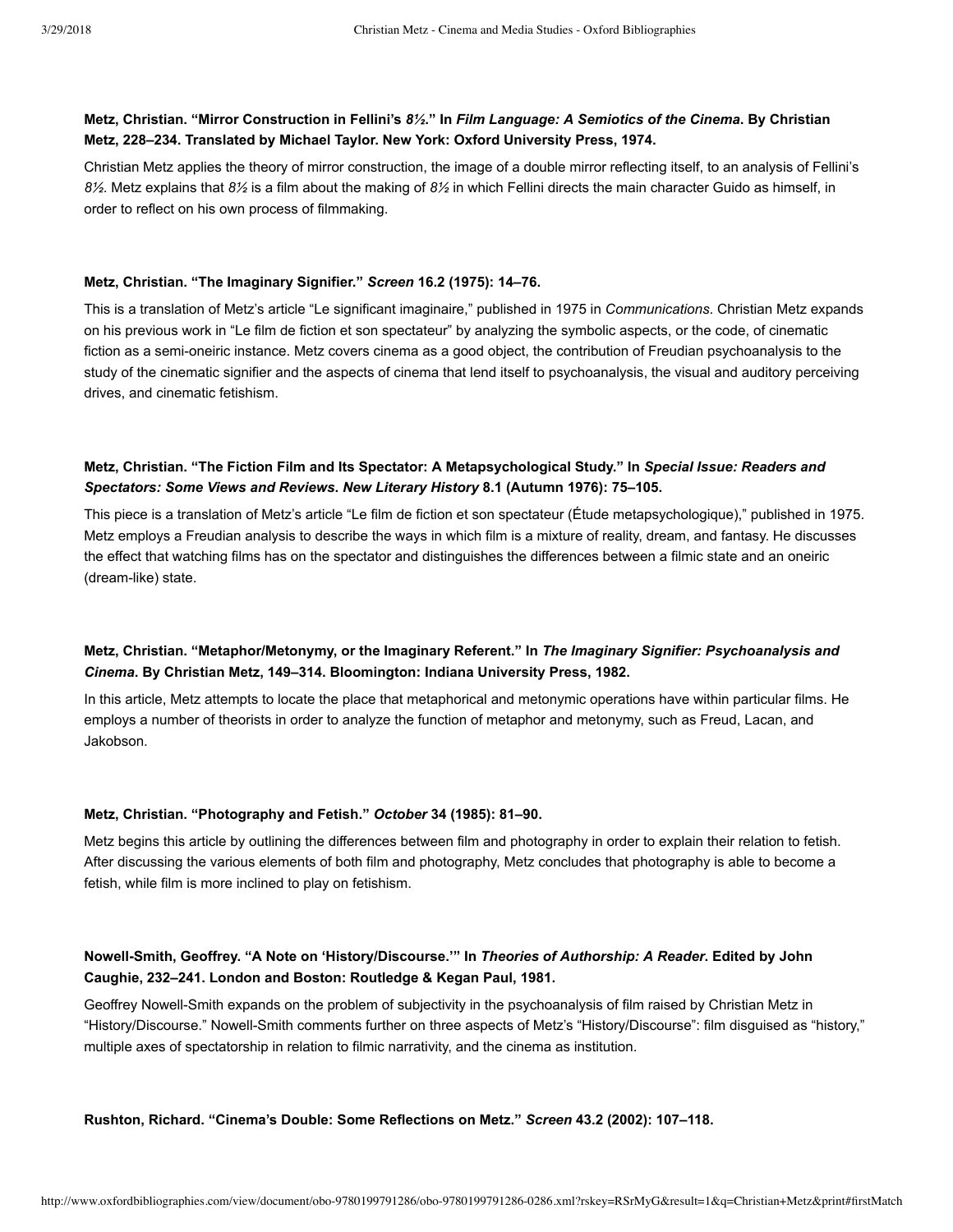**Metz, Christian. "Mirror Construction in Fellini's *8½*." In *Film Language: A Semiotics of the Cinema*. By Christian Metz, 228–234. Translated by Michael Taylor. New York: Oxford University Press, 1974.**

Christian Metz applies the theory of mirror construction, the image of a double mirror reflecting itself, to an analysis of Fellini's *8½*. Metz explains that *8½* is a film about the making of *8½* in which Fellini directs the main character Guido as himself, in order to reflect on his own process of filmmaking.

**Metz, Christian. "The Imaginary Signifier." *Screen* 16.2 (1975): 14–76.**

This is a translation of Metz's article "Le significant imaginaire," published in 1975 in *Communications*. Christian Metz expands on his previous work in "Le film de fiction et son spectateur" by analyzing the symbolic aspects, or the code, of cinematic fiction as a semi-oneiric instance. Metz covers cinema as a good object, the contribution of Freudian psychoanalysis to the study of the cinematic signifier and the aspects of cinema that lend itself to psychoanalysis, the visual and auditory perceiving drives, and cinematic fetishism.

**Metz, Christian. "The Fiction Film and Its Spectator: A Metapsychological Study." In *Special Issue: Readers and Spectators: Some Views and Reviews*. *New Literary History* 8.1 (Autumn 1976): 75–105.**

This piece is a translation of Metz's article "Le film de fiction et son spectateur (Étude metapsychologique)," published in 1975. Metz employs a Freudian analysis to describe the ways in which film is a mixture of reality, dream, and fantasy. He discusses the effect that watching films has on the spectator and distinguishes the differences between a filmic state and an oneiric (dream-like) state.

**Metz, Christian. "Metaphor/Metonymy, or the Imaginary Referent." In *The Imaginary Signifier: Psychoanalysis and Cinema*. By Christian Metz, 149–314. Bloomington: Indiana University Press, 1982.**

In this article, Metz attempts to locate the place that metaphorical and metonymic operations have within particular films. He employs a number of theorists in order to analyze the function of metaphor and metonymy, such as Freud, Lacan, and Jakobson.

**Metz, Christian. "Photography and Fetish." *October* 34 (1985): 81–90.**

Metz begins this article by outlining the differences between film and photography in order to explain their relation to fetish. After discussing the various elements of both film and photography, Metz concludes that photography is able to become a fetish, while film is more inclined to play on fetishism.

**Nowell-Smith, Geoffrey. "A Note on 'History/Discourse.'" In *Theories of Authorship: A Reader*. Edited by John Caughie, 232–241. London and Boston: Routledge & Kegan Paul, 1981.**

Geoffrey Nowell-Smith expands on the problem of subjectivity in the psychoanalysis of film raised by Christian Metz in "History/Discourse." Nowell-Smith comments further on three aspects of Metz's "History/Discourse": film disguised as "history," multiple axes of spectatorship in relation to filmic narrativity, and the cinema as institution.

**Rushton, Richard. "Cinema's Double: Some Reflections on Metz." *Screen* 43.2 (2002): 107–118.**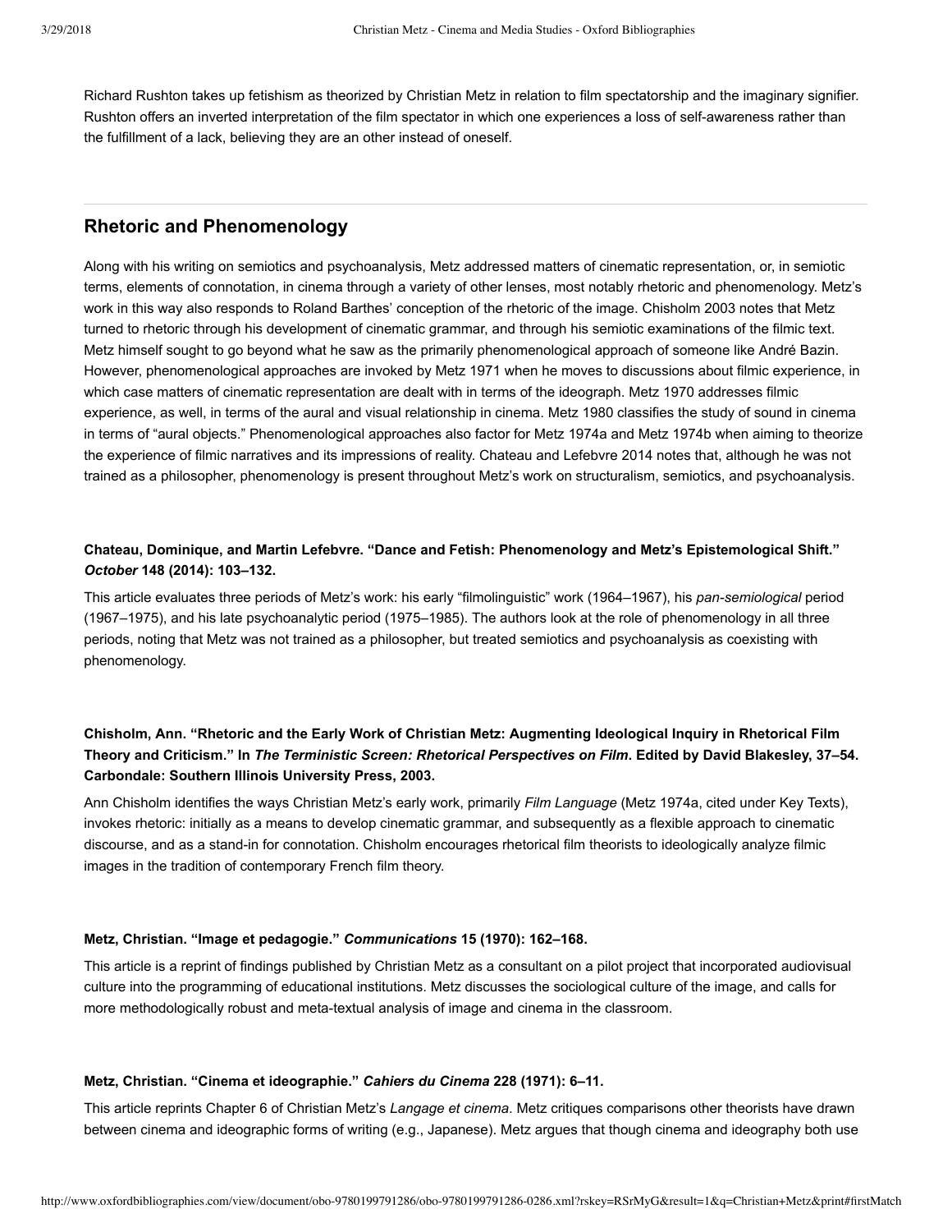Richard Rushton takes up fetishism as theorized by Christian Metz in relation to film spectatorship and the imaginary signifier. Rushton offers an inverted interpretation of the film spectator in which one experiences a loss of self-awareness rather than the fulfillment of a lack, believing they are an other instead of oneself.

## Rhetoric and Phenomenology

Along with his writing on semiotics and psychoanalysis, Metz addressed matters of cinematic representation, or, in semiotic terms, elements of connotation, in cinema through a variety of other lenses, most notably rhetoric and phenomenology. Metz's work in this way also responds to Roland Barthes' conception of the rhetoric of the image. Chisholm 2003 notes that Metz turned to rhetoric through his development of cinematic grammar, and through his semiotic examinations of the filmic text. Metz himself sought to go beyond what he saw as the primarily phenomenological approach of someone like André Bazin. However, phenomenological approaches are invoked by Metz 1971 when he moves to discussions about filmic experience, in which case matters of cinematic representation are dealt with in terms of the ideograph. Metz 1970 addresses filmic experience, as well, in terms of the aural and visual relationship in cinema. Metz 1980 classifies the study of sound in cinema in terms of "aural objects." Phenomenological approaches also factor for Metz 1974a and Metz 1974b when aiming to theorize the experience of filmic narratives and its impressions of reality. Chateau and Lefebvre 2014 notes that, although he was not trained as a philosopher, phenomenology is present throughout Metz's work on structuralism, semiotics, and psychoanalysis.

**Chateau, Dominique, and Martin Lefebvre. "Dance and Fetish: Phenomenology and Metz's Epistemological Shift."** ***October*** **148 (2014): 103–132.**

This article evaluates three periods of Metz's work: his early "filmolinguistic" work (1964–1967), his *pan-semiological* period (1967–1975), and his late psychoanalytic period (1975–1985). The authors look at the role of phenomenology in all three periods, noting that Metz was not trained as a philosopher, but treated semiotics and psychoanalysis as coexisting with phenomenology.

**Chisholm, Ann. "Rhetoric and the Early Work of Christian Metz: Augmenting Ideological Inquiry in Rhetorical Film Theory and Criticism." In** ***The Terministic Screen: Rhetorical Perspectives on Film*****. Edited by David Blakesley, 37–54. Carbondale: Southern Illinois University Press, 2003.**

Ann Chisholm identifies the ways Christian Metz's early work, primarily *Film Language* (Metz 1974a, cited under Key Texts), invokes rhetoric: initially as a means to develop cinematic grammar, and subsequently as a flexible approach to cinematic discourse, and as a stand-in for connotation. Chisholm encourages rhetorical film theorists to ideologically analyze filmic images in the tradition of contemporary French film theory.

**Metz, Christian. "Image et pedagogie."** ***Communications*** **15 (1970): 162–168.**

This article is a reprint of findings published by Christian Metz as a consultant on a pilot project that incorporated audiovisual culture into the programming of educational institutions. Metz discusses the sociological culture of the image, and calls for more methodologically robust and meta-textual analysis of image and cinema in the classroom.

**Metz, Christian. "Cinema et ideographie."** ***Cahiers du Cinema*** **228 (1971): 6–11.**

This article reprints Chapter 6 of Christian Metz's *Langage et cinema*. Metz critiques comparisons other theorists have drawn between cinema and ideographic forms of writing (e.g., Japanese). Metz argues that though cinema and ideography both use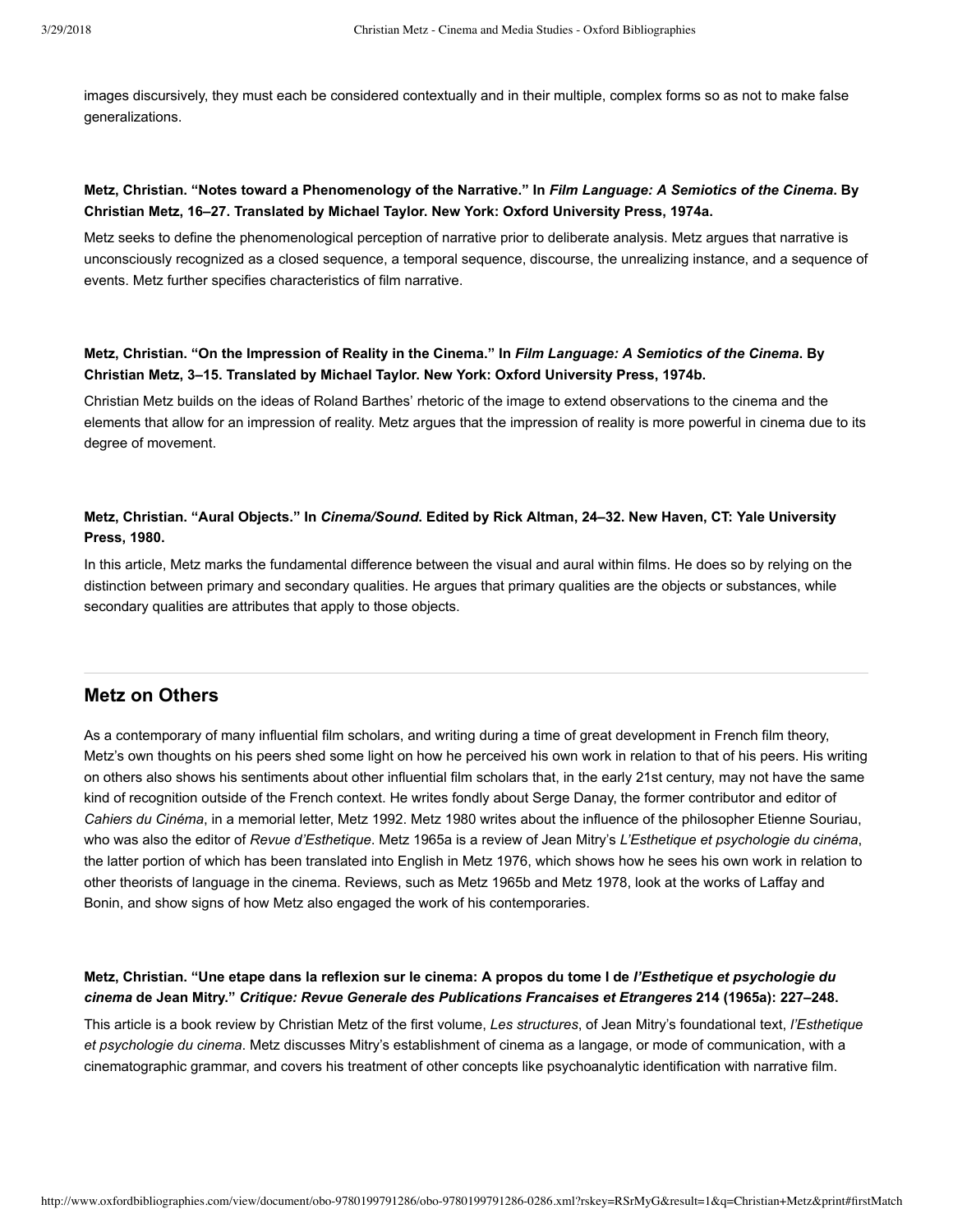images discursively, they must each be considered contextually and in their multiple, complex forms so as not to make false generalizations.

**Metz, Christian. "Notes toward a Phenomenology of the Narrative." In *Film Language: A Semiotics of the Cinema*. By Christian Metz, 16–27. Translated by Michael Taylor. New York: Oxford University Press, 1974a.**

Metz seeks to define the phenomenological perception of narrative prior to deliberate analysis. Metz argues that narrative is unconsciously recognized as a closed sequence, a temporal sequence, discourse, the unrealizing instance, and a sequence of events. Metz further specifies characteristics of film narrative.

**Metz, Christian. "On the Impression of Reality in the Cinema." In *Film Language: A Semiotics of the Cinema*. By Christian Metz, 3–15. Translated by Michael Taylor. New York: Oxford University Press, 1974b.**

Christian Metz builds on the ideas of Roland Barthes' rhetoric of the image to extend observations to the cinema and the elements that allow for an impression of reality. Metz argues that the impression of reality is more powerful in cinema due to its degree of movement.

**Metz, Christian. "Aural Objects." In *Cinema/Sound*. Edited by Rick Altman, 24–32. New Haven, CT: Yale University Press, 1980.**

In this article, Metz marks the fundamental difference between the visual and aural within films. He does so by relying on the distinction between primary and secondary qualities. He argues that primary qualities are the objects or substances, while secondary qualities are attributes that apply to those objects.

## Metz on Others

As a contemporary of many influential film scholars, and writing during a time of great development in French film theory, Metz's own thoughts on his peers shed some light on how he perceived his own work in relation to that of his peers. His writing on others also shows his sentiments about other influential film scholars that, in the early 21st century, may not have the same kind of recognition outside of the French context. He writes fondly about Serge Danay, the former contributor and editor of *Cahiers du Cinéma*, in a memorial letter, Metz 1992. Metz 1980 writes about the influence of the philosopher Etienne Souriau, who was also the editor of *Revue d'Esthetique*. Metz 1965a is a review of Jean Mitry's *L'Esthetique et psychologie du cinéma*, the latter portion of which has been translated into English in Metz 1976, which shows how he sees his own work in relation to other theorists of language in the cinema. Reviews, such as Metz 1965b and Metz 1978, look at the works of Laffay and Bonin, and show signs of how Metz also engaged the work of his contemporaries.

**Metz, Christian. "Une etape dans la reflexion sur le cinema: A propos du tome I de *l'Esthetique et psychologie du cinema* de Jean Mitry." *Critique: Revue Generale des Publications Francaises et Etrangeres* 214 (1965a): 227–248.**

This article is a book review by Christian Metz of the first volume, *Les structures*, of Jean Mitry's foundational text, *l'Esthetique et psychologie du cinema*. Metz discusses Mitry's establishment of cinema as a langage, or mode of communication, with a cinematographic grammar, and covers his treatment of other concepts like psychoanalytic identification with narrative film.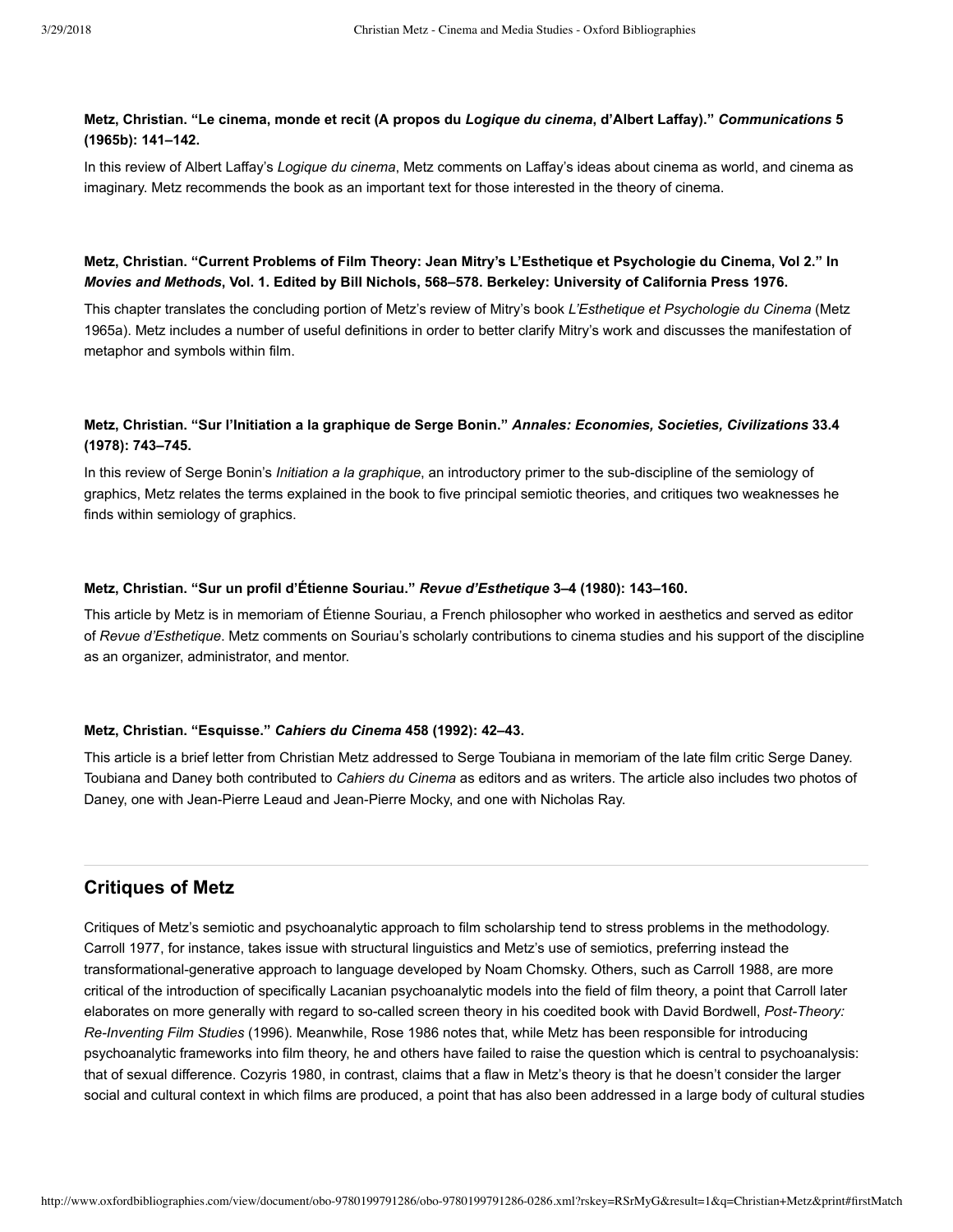**Metz, Christian. "Le cinema, monde et recit (A propos du *Logique du cinema*, d'Albert Laffay)." *Communications* 5 (1965b): 141–142.**

In this review of Albert Laffay's *Logique du cinema*, Metz comments on Laffay's ideas about cinema as world, and cinema as imaginary. Metz recommends the book as an important text for those interested in the theory of cinema.

**Metz, Christian. "Current Problems of Film Theory: Jean Mitry's L'Esthetique et Psychologie du Cinema, Vol 2." In *Movies and Methods*, Vol. 1. Edited by Bill Nichols, 568–578. Berkeley: University of California Press 1976.**

This chapter translates the concluding portion of Metz's review of Mitry's book *L'Esthetique et Psychologie du Cinema* (Metz 1965a). Metz includes a number of useful definitions in order to better clarify Mitry's work and discusses the manifestation of metaphor and symbols within film.

**Metz, Christian. "Sur l'Initiation a la graphique de Serge Bonin." *Annales: Economies, Societies, Civilizations* 33.4 (1978): 743–745.**

In this review of Serge Bonin's *Initiation a la graphique*, an introductory primer to the sub-discipline of the semiology of graphics, Metz relates the terms explained in the book to five principal semiotic theories, and critiques two weaknesses he finds within semiology of graphics.

**Metz, Christian. "Sur un profil d'Étienne Souriau." *Revue d'Esthetique* 3–4 (1980): 143–160.**

This article by Metz is in memoriam of Étienne Souriau, a French philosopher who worked in aesthetics and served as editor of *Revue d'Esthetique*. Metz comments on Souriau's scholarly contributions to cinema studies and his support of the discipline as an organizer, administrator, and mentor.

**Metz, Christian. "Esquisse." *Cahiers du Cinema* 458 (1992): 42–43.**

This article is a brief letter from Christian Metz addressed to Serge Toubiana in memoriam of the late film critic Serge Daney. Toubiana and Daney both contributed to *Cahiers du Cinema* as editors and as writers. The article also includes two photos of Daney, one with Jean-Pierre Leaud and Jean-Pierre Mocky, and one with Nicholas Ray.

## Critiques of Metz

Critiques of Metz's semiotic and psychoanalytic approach to film scholarship tend to stress problems in the methodology. Carroll 1977, for instance, takes issue with structural linguistics and Metz's use of semiotics, preferring instead the transformational-generative approach to language developed by Noam Chomsky. Others, such as Carroll 1988, are more critical of the introduction of specifically Lacanian psychoanalytic models into the field of film theory, a point that Carroll later elaborates on more generally with regard to so-called screen theory in his coedited book with David Bordwell, *Post-Theory: Re-Inventing Film Studies* (1996). Meanwhile, Rose 1986 notes that, while Metz has been responsible for introducing psychoanalytic frameworks into film theory, he and others have failed to raise the question which is central to psychoanalysis: that of sexual difference. Cozyris 1980, in contrast, claims that a flaw in Metz's theory is that he doesn't consider the larger social and cultural context in which films are produced, a point that has also been addressed in a large body of cultural studies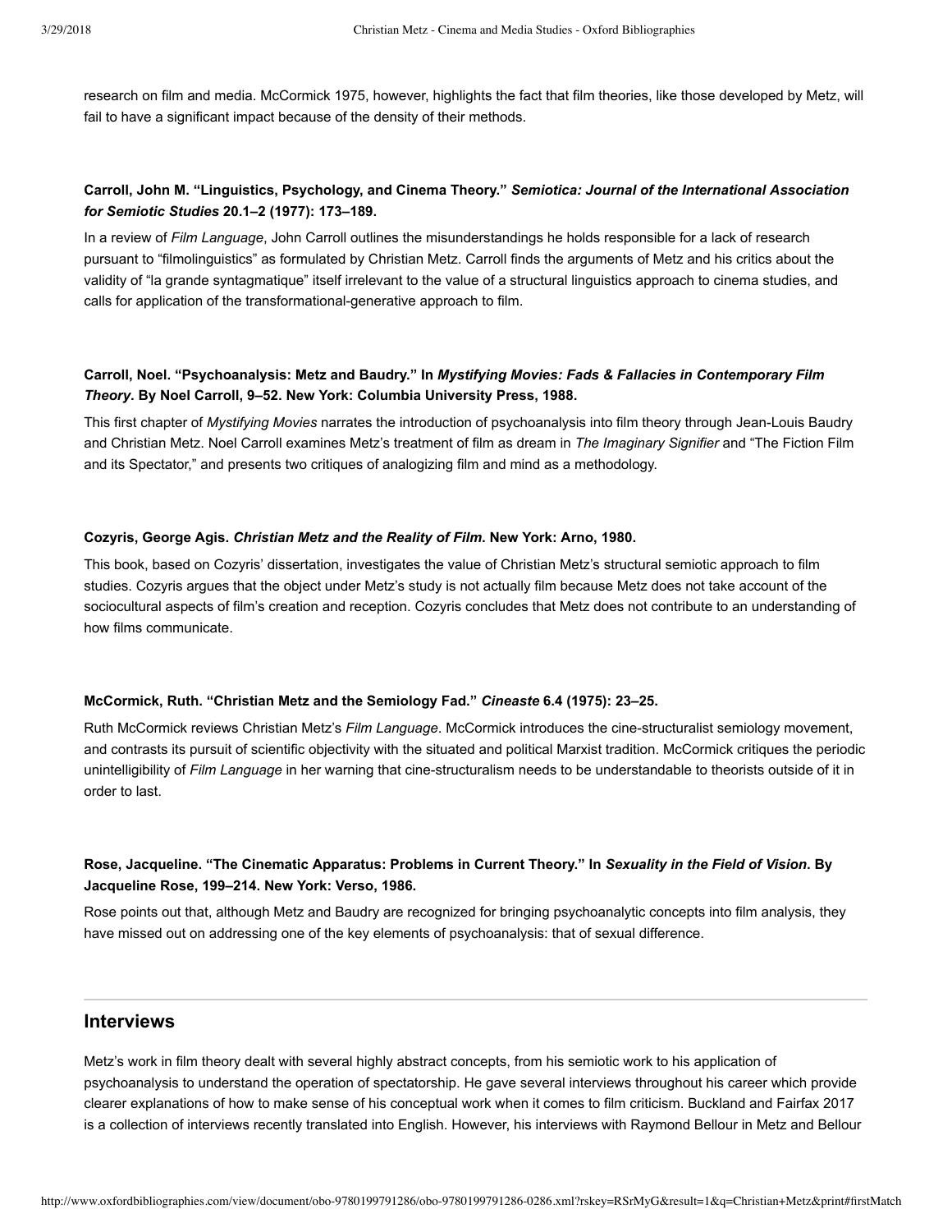research on film and media. McCormick 1975, however, highlights the fact that film theories, like those developed by Metz, will fail to have a significant impact because of the density of their methods.

**Carroll, John M. "Linguistics, Psychology, and Cinema Theory."** ***Semiotica: Journal of the International Association for Semiotic Studies*** **20.1–2 (1977): 173–189.**

In a review of *Film Language*, John Carroll outlines the misunderstandings he holds responsible for a lack of research pursuant to "filmolinguistics" as formulated by Christian Metz. Carroll finds the arguments of Metz and his critics about the validity of "la grande syntagmatique" itself irrelevant to the value of a structural linguistics approach to cinema studies, and calls for application of the transformational-generative approach to film.

**Carroll, Noel. "Psychoanalysis: Metz and Baudry." In** ***Mystifying Movies: Fads & Fallacies in Contemporary Film Theory*****. By Noel Carroll, 9–52. New York: Columbia University Press, 1988.**

This first chapter of *Mystifying Movies* narrates the introduction of psychoanalysis into film theory through Jean-Louis Baudry and Christian Metz. Noel Carroll examines Metz's treatment of film as dream in *The Imaginary Signifier* and "The Fiction Film and its Spectator," and presents two critiques of analogizing film and mind as a methodology.

**Cozyris, George Agis.** ***Christian Metz and the Reality of Film*****. New York: Arno, 1980.**

This book, based on Cozyris' dissertation, investigates the value of Christian Metz's structural semiotic approach to film studies. Cozyris argues that the object under Metz's study is not actually film because Metz does not take account of the sociocultural aspects of film's creation and reception. Cozyris concludes that Metz does not contribute to an understanding of how films communicate.

**McCormick, Ruth. "Christian Metz and the Semiology Fad."** ***Cineaste*** **6.4 (1975): 23–25.**

Ruth McCormick reviews Christian Metz's *Film Language*. McCormick introduces the cine-structuralist semiology movement, and contrasts its pursuit of scientific objectivity with the situated and political Marxist tradition. McCormick critiques the periodic unintelligibility of *Film Language* in her warning that cine-structuralism needs to be understandable to theorists outside of it in order to last.

**Rose, Jacqueline. "The Cinematic Apparatus: Problems in Current Theory." In** ***Sexuality in the Field of Vision*****. By Jacqueline Rose, 199–214. New York: Verso, 1986.**

Rose points out that, although Metz and Baudry are recognized for bringing psychoanalytic concepts into film analysis, they have missed out on addressing one of the key elements of psychoanalysis: that of sexual difference.

## Interviews

Metz's work in film theory dealt with several highly abstract concepts, from his semiotic work to his application of psychoanalysis to understand the operation of spectatorship. He gave several interviews throughout his career which provide clearer explanations of how to make sense of his conceptual work when it comes to film criticism. Buckland and Fairfax 2017 is a collection of interviews recently translated into English. However, his interviews with Raymond Bellour in Metz and Bellour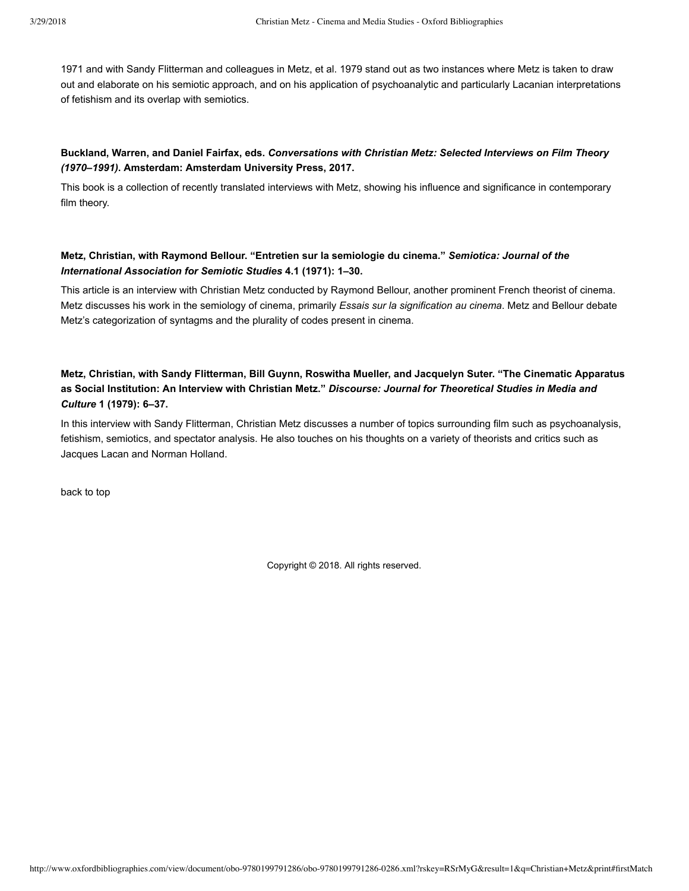1971 and with Sandy Flitterman and colleagues in Metz, et al. 1979 stand out as two instances where Metz is taken to draw out and elaborate on his semiotic approach, and on his application of psychoanalytic and particularly Lacanian interpretations of fetishism and its overlap with semiotics.

**Buckland, Warren, and Daniel Fairfax, eds. *Conversations with Christian Metz: Selected Interviews on Film Theory (1970–1991)*. Amsterdam: Amsterdam University Press, 2017.**

This book is a collection of recently translated interviews with Metz, showing his influence and significance in contemporary film theory.

**Metz, Christian, with Raymond Bellour. "Entretien sur la semiologie du cinema." *Semiotica: Journal of the International Association for Semiotic Studies* 4.1 (1971): 1–30.**

This article is an interview with Christian Metz conducted by Raymond Bellour, another prominent French theorist of cinema. Metz discusses his work in the semiology of cinema, primarily *Essais sur la signification au cinema*. Metz and Bellour debate Metz's categorization of syntagms and the plurality of codes present in cinema.

**Metz, Christian, with Sandy Flitterman, Bill Guynn, Roswitha Mueller, and Jacquelyn Suter. "The Cinematic Apparatus as Social Institution: An Interview with Christian Metz." *Discourse: Journal for Theoretical Studies in Media and Culture* 1 (1979): 6–37.**

In this interview with Sandy Flitterman, Christian Metz discusses a number of topics surrounding film such as psychoanalysis, fetishism, semiotics, and spectator analysis. He also touches on his thoughts on a variety of theorists and critics such as Jacques Lacan and Norman Holland.

back to top

Copyright © 2018. All rights reserved.